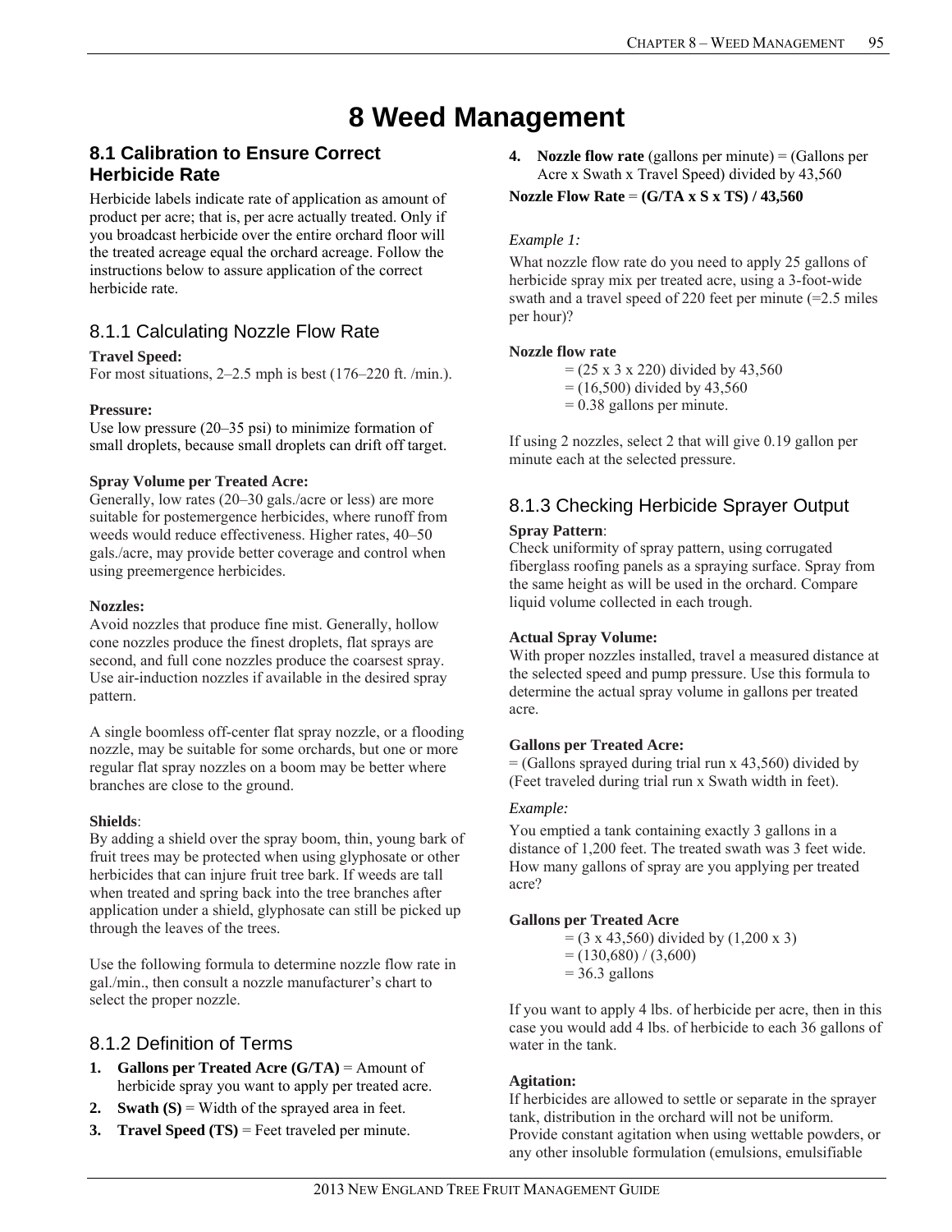# 8 Weed Management

## 8.1 Calibration to Ensure Correct Herbicide Rate

Herbicide labels indicate rate of application as amount of product per acre; that is, per acre actually treated. Only if you broadcast herbicide over the entire orchard floor will the treated acreage equal the orchard acreage. Follow the instructions below to assure application of the correct herbicide rate.

### 8.1.1 Calculating Nozzle Flow Rate

**Travel Speed:**
For most situations, 2–2.5 mph is best (176–220 ft. /min.).

**Pressure:**
Use low pressure (20–35 psi) to minimize formation of small droplets, because small droplets can drift off target.

**Spray Volume per Treated Acre:**
Generally, low rates (20–30 gals./acre or less) are more suitable for postemergence herbicides, where runoff from weeds would reduce effectiveness. Higher rates, 40–50 gals./acre, may provide better coverage and control when using preemergence herbicides.

**Nozzles:**
Avoid nozzles that produce fine mist. Generally, hollow cone nozzles produce the finest droplets, flat sprays are second, and full cone nozzles produce the coarsest spray. Use air-induction nozzles if available in the desired spray pattern.

A single boomless off-center flat spray nozzle, or a flooding nozzle, may be suitable for some orchards, but one or more regular flat spray nozzles on a boom may be better where branches are close to the ground.

**Shields**:
By adding a shield over the spray boom, thin, young bark of fruit trees may be protected when using glyphosate or other herbicides that can injure fruit tree bark. If weeds are tall when treated and spring back into the tree branches after application under a shield, glyphosate can still be picked up through the leaves of the trees.

Use the following formula to determine nozzle flow rate in gal./min., then consult a nozzle manufacturer's chart to select the proper nozzle.

### 8.1.2 Definition of Terms

1. **Gallons per Treated Acre (G/TA)** = Amount of herbicide spray you want to apply per treated acre.
2. **Swath (S)** = Width of the sprayed area in feet.
3. **Travel Speed (TS)** = Feet traveled per minute.
4. **Nozzle flow rate** (gallons per minute) = (Gallons per Acre x Swath x Travel Speed) divided by 43,560

**Nozzle Flow Rate** = **(G/TA x S x TS) / 43,560**

*Example 1:*

What nozzle flow rate do you need to apply 25 gallons of herbicide spray mix per treated acre, using a 3-foot-wide swath and a travel speed of 220 feet per minute (=2.5 miles per hour)?

**Nozzle flow rate**
= (25 x 3 x 220) divided by 43,560
= (16,500) divided by 43,560
= 0.38 gallons per minute.

If using 2 nozzles, select 2 that will give 0.19 gallon per minute each at the selected pressure.

### 8.1.3 Checking Herbicide Sprayer Output

**Spray Pattern**:
Check uniformity of spray pattern, using corrugated fiberglass roofing panels as a spraying surface. Spray from the same height as will be used in the orchard. Compare liquid volume collected in each trough.

**Actual Spray Volume:**
With proper nozzles installed, travel a measured distance at the selected speed and pump pressure. Use this formula to determine the actual spray volume in gallons per treated acre.

**Gallons per Treated Acre:**
= (Gallons sprayed during trial run x 43,560) divided by (Feet traveled during trial run x Swath width in feet).

*Example:*

You emptied a tank containing exactly 3 gallons in a distance of 1,200 feet. The treated swath was 3 feet wide. How many gallons of spray are you applying per treated acre?

**Gallons per Treated Acre**
= (3 x 43,560) divided by (1,200 x 3)
= (130,680) / (3,600)
= 36.3 gallons

If you want to apply 4 lbs. of herbicide per acre, then in this case you would add 4 lbs. of herbicide to each 36 gallons of water in the tank.

**Agitation:**
If herbicides are allowed to settle or separate in the sprayer tank, distribution in the orchard will not be uniform. Provide constant agitation when using wettable powders, or any other insoluble formulation (emulsions, emulsifiable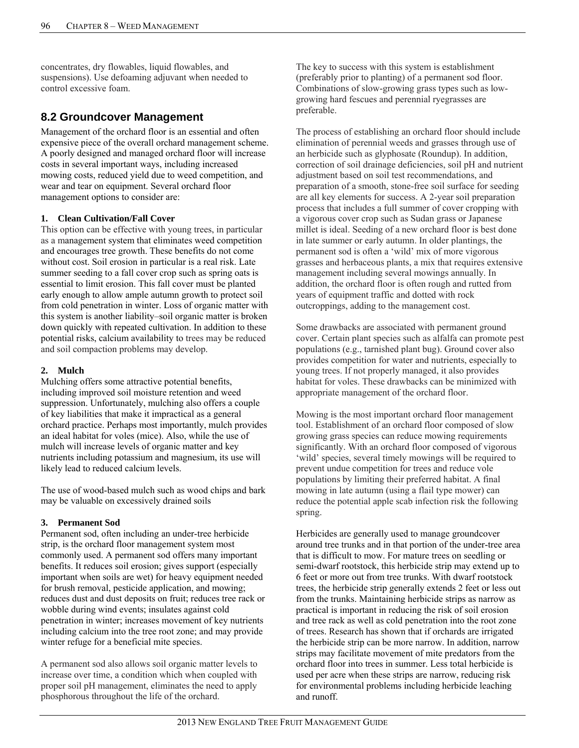concentrates, dry flowables, liquid flowables, and suspensions). Use defoaming adjuvant when needed to control excessive foam.

## 8.2 Groundcover Management

Management of the orchard floor is an essential and often expensive piece of the overall orchard management scheme. A poorly designed and managed orchard floor will increase costs in several important ways, including increased mowing costs, reduced yield due to weed competition, and wear and tear on equipment. Several orchard floor management options to consider are:

**1. Clean Cultivation/Fall Cover**

This option can be effective with young trees, in particular as a management system that eliminates weed competition and encourages tree growth. These benefits do not come without cost. Soil erosion in particular is a real risk. Late summer seeding to a fall cover crop such as spring oats is essential to limit erosion. This fall cover must be planted early enough to allow ample autumn growth to protect soil from cold penetration in winter. Loss of organic matter with this system is another liability–soil organic matter is broken down quickly with repeated cultivation. In addition to these potential risks, calcium availability to trees may be reduced and soil compaction problems may develop.

**2. Mulch**

Mulching offers some attractive potential benefits, including improved soil moisture retention and weed suppression. Unfortunately, mulching also offers a couple of key liabilities that make it impractical as a general orchard practice. Perhaps most importantly, mulch provides an ideal habitat for voles (mice). Also, while the use of mulch will increase levels of organic matter and key nutrients including potassium and magnesium, its use will likely lead to reduced calcium levels.

The use of wood-based mulch such as wood chips and bark may be valuable on excessively drained soils

**3. Permanent Sod**

Permanent sod, often including an under-tree herbicide strip, is the orchard floor management system most commonly used. A permanent sod offers many important benefits. It reduces soil erosion; gives support (especially important when soils are wet) for heavy equipment needed for brush removal, pesticide application, and mowing; reduces dust and dust deposits on fruit; reduces tree rack or wobble during wind events; insulates against cold penetration in winter; increases movement of key nutrients including calcium into the tree root zone; and may provide winter refuge for a beneficial mite species.

A permanent sod also allows soil organic matter levels to increase over time, a condition which when coupled with proper soil pH management, eliminates the need to apply phosphorous throughout the life of the orchard.

The key to success with this system is establishment (preferably prior to planting) of a permanent sod floor. Combinations of slow-growing grass types such as low-growing hard fescues and perennial ryegrasses are preferable.

The process of establishing an orchard floor should include elimination of perennial weeds and grasses through use of an herbicide such as glyphosate (Roundup). In addition, correction of soil drainage deficiencies, soil pH and nutrient adjustment based on soil test recommendations, and preparation of a smooth, stone-free soil surface for seeding are all key elements for success. A 2-year soil preparation process that includes a full summer of cover cropping with a vigorous cover crop such as Sudan grass or Japanese millet is ideal. Seeding of a new orchard floor is best done in late summer or early autumn. In older plantings, the permanent sod is often a 'wild' mix of more vigorous grasses and herbaceous plants, a mix that requires extensive management including several mowings annually. In addition, the orchard floor is often rough and rutted from years of equipment traffic and dotted with rock outcroppings, adding to the management cost.

Some drawbacks are associated with permanent ground cover. Certain plant species such as alfalfa can promote pest populations (e.g., tarnished plant bug). Ground cover also provides competition for water and nutrients, especially to young trees. If not properly managed, it also provides habitat for voles. These drawbacks can be minimized with appropriate management of the orchard floor.

Mowing is the most important orchard floor management tool. Establishment of an orchard floor composed of slow growing grass species can reduce mowing requirements significantly. With an orchard floor composed of vigorous 'wild' species, several timely mowings will be required to prevent undue competition for trees and reduce vole populations by limiting their preferred habitat. A final mowing in late autumn (using a flail type mower) can reduce the potential apple scab infection risk the following spring.

Herbicides are generally used to manage groundcover around tree trunks and in that portion of the under-tree area that is difficult to mow. For mature trees on seedling or semi-dwarf rootstock, this herbicide strip may extend up to 6 feet or more out from tree trunks. With dwarf rootstock trees, the herbicide strip generally extends 2 feet or less out from the trunks. Maintaining herbicide strips as narrow as practical is important in reducing the risk of soil erosion and tree rack as well as cold penetration into the root zone of trees. Research has shown that if orchards are irrigated the herbicide strip can be more narrow. In addition, narrow strips may facilitate movement of mite predators from the orchard floor into trees in summer. Less total herbicide is used per acre when these strips are narrow, reducing risk for environmental problems including herbicide leaching and runoff.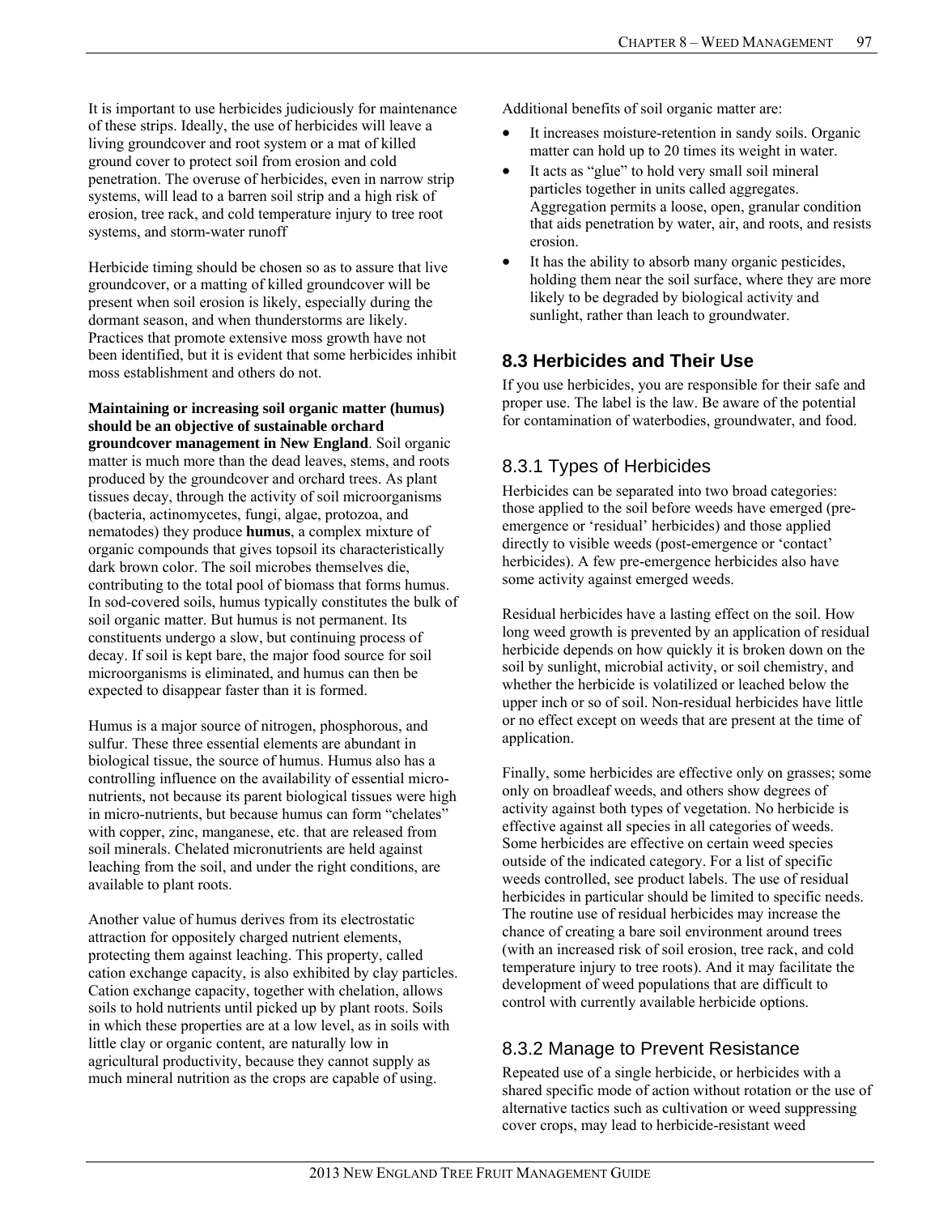It is important to use herbicides judiciously for maintenance of these strips. Ideally, the use of herbicides will leave a living groundcover and root system or a mat of killed ground cover to protect soil from erosion and cold penetration. The overuse of herbicides, even in narrow strip systems, will lead to a barren soil strip and a high risk of erosion, tree rack, and cold temperature injury to tree root systems, and storm-water runoff

Herbicide timing should be chosen so as to assure that live groundcover, or a matting of killed groundcover will be present when soil erosion is likely, especially during the dormant season, and when thunderstorms are likely. Practices that promote extensive moss growth have not been identified, but it is evident that some herbicides inhibit moss establishment and others do not.

**Maintaining or increasing soil organic matter (humus) should be an objective of sustainable orchard groundcover management in New England**. Soil organic matter is much more than the dead leaves, stems, and roots produced by the groundcover and orchard trees. As plant tissues decay, through the activity of soil microorganisms (bacteria, actinomycetes, fungi, algae, protozoa, and nematodes) they produce **humus**, a complex mixture of organic compounds that gives topsoil its characteristically dark brown color. The soil microbes themselves die, contributing to the total pool of biomass that forms humus. In sod-covered soils, humus typically constitutes the bulk of soil organic matter. But humus is not permanent. Its constituents undergo a slow, but continuing process of decay. If soil is kept bare, the major food source for soil microorganisms is eliminated, and humus can then be expected to disappear faster than it is formed.

Humus is a major source of nitrogen, phosphorous, and sulfur. These three essential elements are abundant in biological tissue, the source of humus. Humus also has a controlling influence on the availability of essential micro-nutrients, not because its parent biological tissues were high in micro-nutrients, but because humus can form "chelates" with copper, zinc, manganese, etc. that are released from soil minerals. Chelated micronutrients are held against leaching from the soil, and under the right conditions, are available to plant roots.

Another value of humus derives from its electrostatic attraction for oppositely charged nutrient elements, protecting them against leaching. This property, called cation exchange capacity, is also exhibited by clay particles. Cation exchange capacity, together with chelation, allows soils to hold nutrients until picked up by plant roots. Soils in which these properties are at a low level, as in soils with little clay or organic content, are naturally low in agricultural productivity, because they cannot supply as much mineral nutrition as the crops are capable of using.

Additional benefits of soil organic matter are:

- It increases moisture-retention in sandy soils. Organic matter can hold up to 20 times its weight in water.
- It acts as "glue" to hold very small soil mineral particles together in units called aggregates. Aggregation permits a loose, open, granular condition that aids penetration by water, air, and roots, and resists erosion.
- It has the ability to absorb many organic pesticides, holding them near the soil surface, where they are more likely to be degraded by biological activity and sunlight, rather than leach to groundwater.

## 8.3 Herbicides and Their Use

If you use herbicides, you are responsible for their safe and proper use. The label is the law. Be aware of the potential for contamination of waterbodies, groundwater, and food.

### 8.3.1 Types of Herbicides

Herbicides can be separated into two broad categories: those applied to the soil before weeds have emerged (pre-emergence or 'residual' herbicides) and those applied directly to visible weeds (post-emergence or 'contact' herbicides). A few pre-emergence herbicides also have some activity against emerged weeds.

Residual herbicides have a lasting effect on the soil. How long weed growth is prevented by an application of residual herbicide depends on how quickly it is broken down on the soil by sunlight, microbial activity, or soil chemistry, and whether the herbicide is volatilized or leached below the upper inch or so of soil. Non-residual herbicides have little or no effect except on weeds that are present at the time of application.

Finally, some herbicides are effective only on grasses; some only on broadleaf weeds, and others show degrees of activity against both types of vegetation. No herbicide is effective against all species in all categories of weeds. Some herbicides are effective on certain weed species outside of the indicated category. For a list of specific weeds controlled, see product labels. The use of residual herbicides in particular should be limited to specific needs. The routine use of residual herbicides may increase the chance of creating a bare soil environment around trees (with an increased risk of soil erosion, tree rack, and cold temperature injury to tree roots). And it may facilitate the development of weed populations that are difficult to control with currently available herbicide options.

### 8.3.2 Manage to Prevent Resistance

Repeated use of a single herbicide, or herbicides with a shared specific mode of action without rotation or the use of alternative tactics such as cultivation or weed suppressing cover crops, may lead to herbicide-resistant weed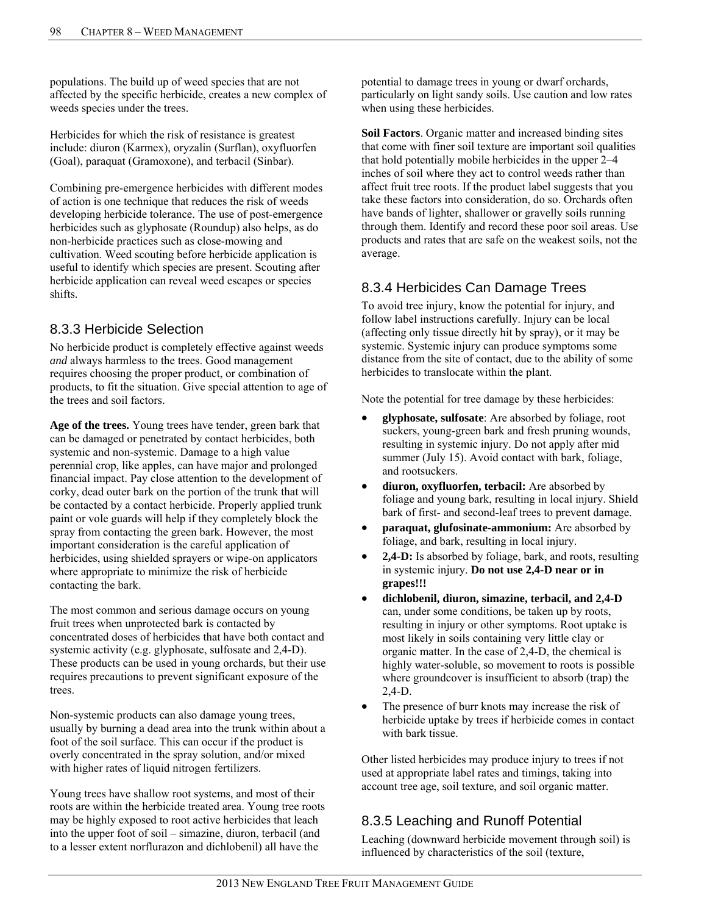populations. The build up of weed species that are not affected by the specific herbicide, creates a new complex of weeds species under the trees.

Herbicides for which the risk of resistance is greatest include: diuron (Karmex), oryzalin (Surflan), oxyfluorfen (Goal), paraquat (Gramoxone), and terbacil (Sinbar).

Combining pre-emergence herbicides with different modes of action is one technique that reduces the risk of weeds developing herbicide tolerance. The use of post-emergence herbicides such as glyphosate (Roundup) also helps, as do non-herbicide practices such as close-mowing and cultivation. Weed scouting before herbicide application is useful to identify which species are present. Scouting after herbicide application can reveal weed escapes or species shifts.

## 8.3.3 Herbicide Selection

No herbicide product is completely effective against weeds *and* always harmless to the trees. Good management requires choosing the proper product, or combination of products, to fit the situation. Give special attention to age of the trees and soil factors.

**Age of the trees.** Young trees have tender, green bark that can be damaged or penetrated by contact herbicides, both systemic and non-systemic. Damage to a high value perennial crop, like apples, can have major and prolonged financial impact. Pay close attention to the development of corky, dead outer bark on the portion of the trunk that will be contacted by a contact herbicide. Properly applied trunk paint or vole guards will help if they completely block the spray from contacting the green bark. However, the most important consideration is the careful application of herbicides, using shielded sprayers or wipe-on applicators where appropriate to minimize the risk of herbicide contacting the bark.

The most common and serious damage occurs on young fruit trees when unprotected bark is contacted by concentrated doses of herbicides that have both contact and systemic activity (e.g. glyphosate, sulfosate and 2,4-D). These products can be used in young orchards, but their use requires precautions to prevent significant exposure of the trees.

Non-systemic products can also damage young trees, usually by burning a dead area into the trunk within about a foot of the soil surface. This can occur if the product is overly concentrated in the spray solution, and/or mixed with higher rates of liquid nitrogen fertilizers.

Young trees have shallow root systems, and most of their roots are within the herbicide treated area. Young tree roots may be highly exposed to root active herbicides that leach into the upper foot of soil – simazine, diuron, terbacil (and to a lesser extent norflurazon and dichlobenil) all have the potential to damage trees in young or dwarf orchards, particularly on light sandy soils. Use caution and low rates when using these herbicides.

**Soil Factors**. Organic matter and increased binding sites that come with finer soil texture are important soil qualities that hold potentially mobile herbicides in the upper 2–4 inches of soil where they act to control weeds rather than affect fruit tree roots. If the product label suggests that you take these factors into consideration, do so. Orchards often have bands of lighter, shallower or gravelly soils running through them. Identify and record these poor soil areas. Use products and rates that are safe on the weakest soils, not the average.

## 8.3.4 Herbicides Can Damage Trees

To avoid tree injury, know the potential for injury, and follow label instructions carefully. Injury can be local (affecting only tissue directly hit by spray), or it may be systemic. Systemic injury can produce symptoms some distance from the site of contact, due to the ability of some herbicides to translocate within the plant.

Note the potential for tree damage by these herbicides:

- **glyphosate, sulfosate**: Are absorbed by foliage, root suckers, young-green bark and fresh pruning wounds, resulting in systemic injury. Do not apply after mid summer (July 15). Avoid contact with bark, foliage, and rootsuckers.
- **diuron, oxyfluorfen, terbacil:** Are absorbed by foliage and young bark, resulting in local injury. Shield bark of first- and second-leaf trees to prevent damage.
- **paraquat, glufosinate-ammonium:** Are absorbed by foliage, and bark, resulting in local injury.
- **2,4-D:** Is absorbed by foliage, bark, and roots, resulting in systemic injury. **Do not use 2,4-D near or in grapes!!!**
- **dichlobenil, diuron, simazine, terbacil, and 2,4-D** can, under some conditions, be taken up by roots, resulting in injury or other symptoms. Root uptake is most likely in soils containing very little clay or organic matter. In the case of 2,4-D, the chemical is highly water-soluble, so movement to roots is possible where groundcover is insufficient to absorb (trap) the 2,4-D.
- The presence of burr knots may increase the risk of herbicide uptake by trees if herbicide comes in contact with bark tissue.

Other listed herbicides may produce injury to trees if not used at appropriate label rates and timings, taking into account tree age, soil texture, and soil organic matter.

## 8.3.5 Leaching and Runoff Potential

Leaching (downward herbicide movement through soil) is influenced by characteristics of the soil (texture,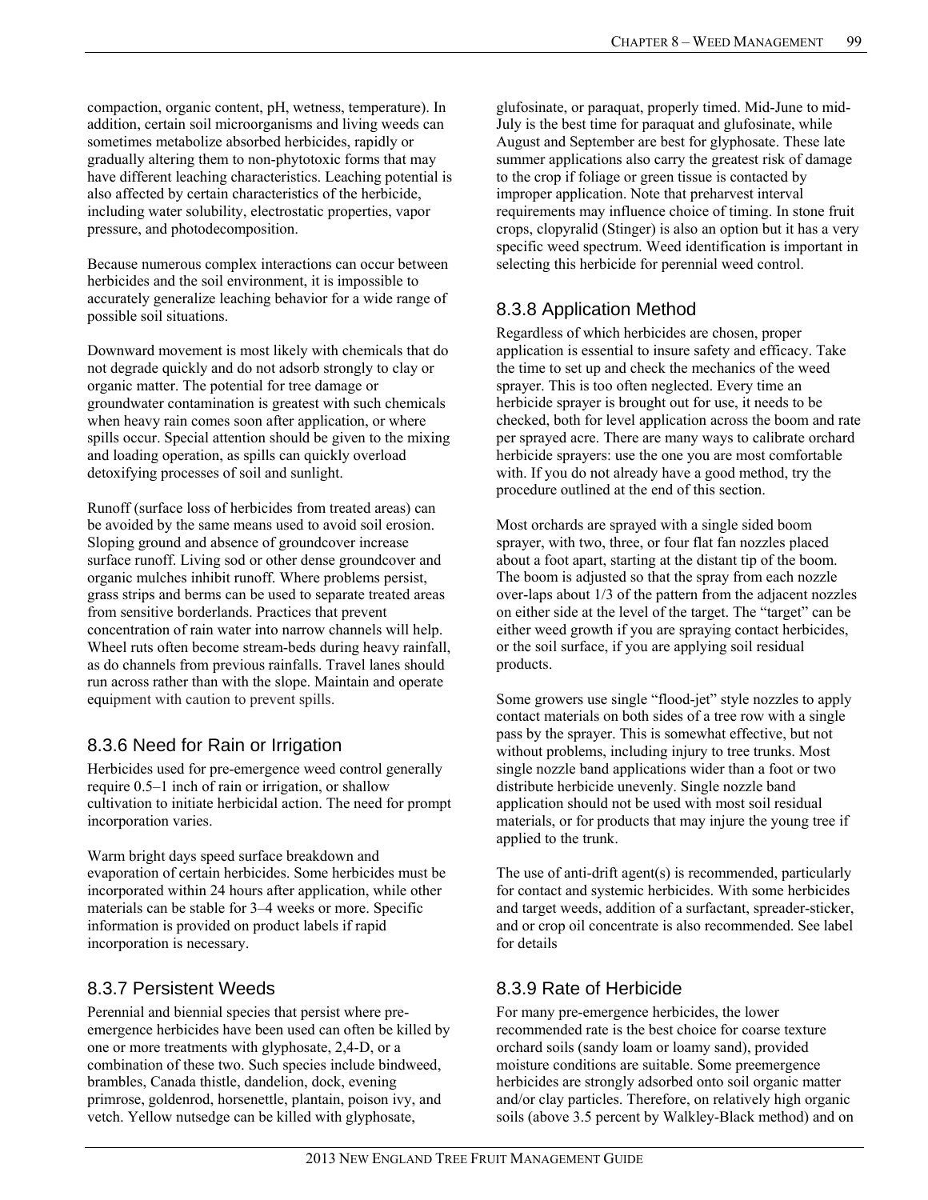compaction, organic content, pH, wetness, temperature). In addition, certain soil microorganisms and living weeds can sometimes metabolize absorbed herbicides, rapidly or gradually altering them to non-phytotoxic forms that may have different leaching characteristics. Leaching potential is also affected by certain characteristics of the herbicide, including water solubility, electrostatic properties, vapor pressure, and photodecomposition.

Because numerous complex interactions can occur between herbicides and the soil environment, it is impossible to accurately generalize leaching behavior for a wide range of possible soil situations.

Downward movement is most likely with chemicals that do not degrade quickly and do not adsorb strongly to clay or organic matter. The potential for tree damage or groundwater contamination is greatest with such chemicals when heavy rain comes soon after application, or where spills occur. Special attention should be given to the mixing and loading operation, as spills can quickly overload detoxifying processes of soil and sunlight.

Runoff (surface loss of herbicides from treated areas) can be avoided by the same means used to avoid soil erosion. Sloping ground and absence of groundcover increase surface runoff. Living sod or other dense groundcover and organic mulches inhibit runoff. Where problems persist, grass strips and berms can be used to separate treated areas from sensitive borderlands. Practices that prevent concentration of rain water into narrow channels will help. Wheel ruts often become stream-beds during heavy rainfall, as do channels from previous rainfalls. Travel lanes should run across rather than with the slope. Maintain and operate equipment with caution to prevent spills.

## 8.3.6 Need for Rain or Irrigation

Herbicides used for pre-emergence weed control generally require 0.5–1 inch of rain or irrigation, or shallow cultivation to initiate herbicidal action. The need for prompt incorporation varies.

Warm bright days speed surface breakdown and evaporation of certain herbicides. Some herbicides must be incorporated within 24 hours after application, while other materials can be stable for 3–4 weeks or more. Specific information is provided on product labels if rapid incorporation is necessary.

## 8.3.7 Persistent Weeds

Perennial and biennial species that persist where pre-emergence herbicides have been used can often be killed by one or more treatments with glyphosate, 2,4-D, or a combination of these two. Such species include bindweed, brambles, Canada thistle, dandelion, dock, evening primrose, goldenrod, horsenettle, plantain, poison ivy, and vetch. Yellow nutsedge can be killed with glyphosate, glufosinate, or paraquat, properly timed. Mid-June to mid-July is the best time for paraquat and glufosinate, while August and September are best for glyphosate. These late summer applications also carry the greatest risk of damage to the crop if foliage or green tissue is contacted by improper application. Note that preharvest interval requirements may influence choice of timing. In stone fruit crops, clopyralid (Stinger) is also an option but it has a very specific weed spectrum. Weed identification is important in selecting this herbicide for perennial weed control.

## 8.3.8 Application Method

Regardless of which herbicides are chosen, proper application is essential to insure safety and efficacy. Take the time to set up and check the mechanics of the weed sprayer. This is too often neglected. Every time an herbicide sprayer is brought out for use, it needs to be checked, both for level application across the boom and rate per sprayed acre. There are many ways to calibrate orchard herbicide sprayers: use the one you are most comfortable with. If you do not already have a good method, try the procedure outlined at the end of this section.

Most orchards are sprayed with a single sided boom sprayer, with two, three, or four flat fan nozzles placed about a foot apart, starting at the distant tip of the boom. The boom is adjusted so that the spray from each nozzle over-laps about 1/3 of the pattern from the adjacent nozzles on either side at the level of the target. The "target" can be either weed growth if you are spraying contact herbicides, or the soil surface, if you are applying soil residual products.

Some growers use single "flood-jet" style nozzles to apply contact materials on both sides of a tree row with a single pass by the sprayer. This is somewhat effective, but not without problems, including injury to tree trunks. Most single nozzle band applications wider than a foot or two distribute herbicide unevenly. Single nozzle band application should not be used with most soil residual materials, or for products that may injure the young tree if applied to the trunk.

The use of anti-drift agent(s) is recommended, particularly for contact and systemic herbicides. With some herbicides and target weeds, addition of a surfactant, spreader-sticker, and or crop oil concentrate is also recommended. See label for details

## 8.3.9 Rate of Herbicide

For many pre-emergence herbicides, the lower recommended rate is the best choice for coarse texture orchard soils (sandy loam or loamy sand), provided moisture conditions are suitable. Some preemergence herbicides are strongly adsorbed onto soil organic matter and/or clay particles. Therefore, on relatively high organic soils (above 3.5 percent by Walkley-Black method) and on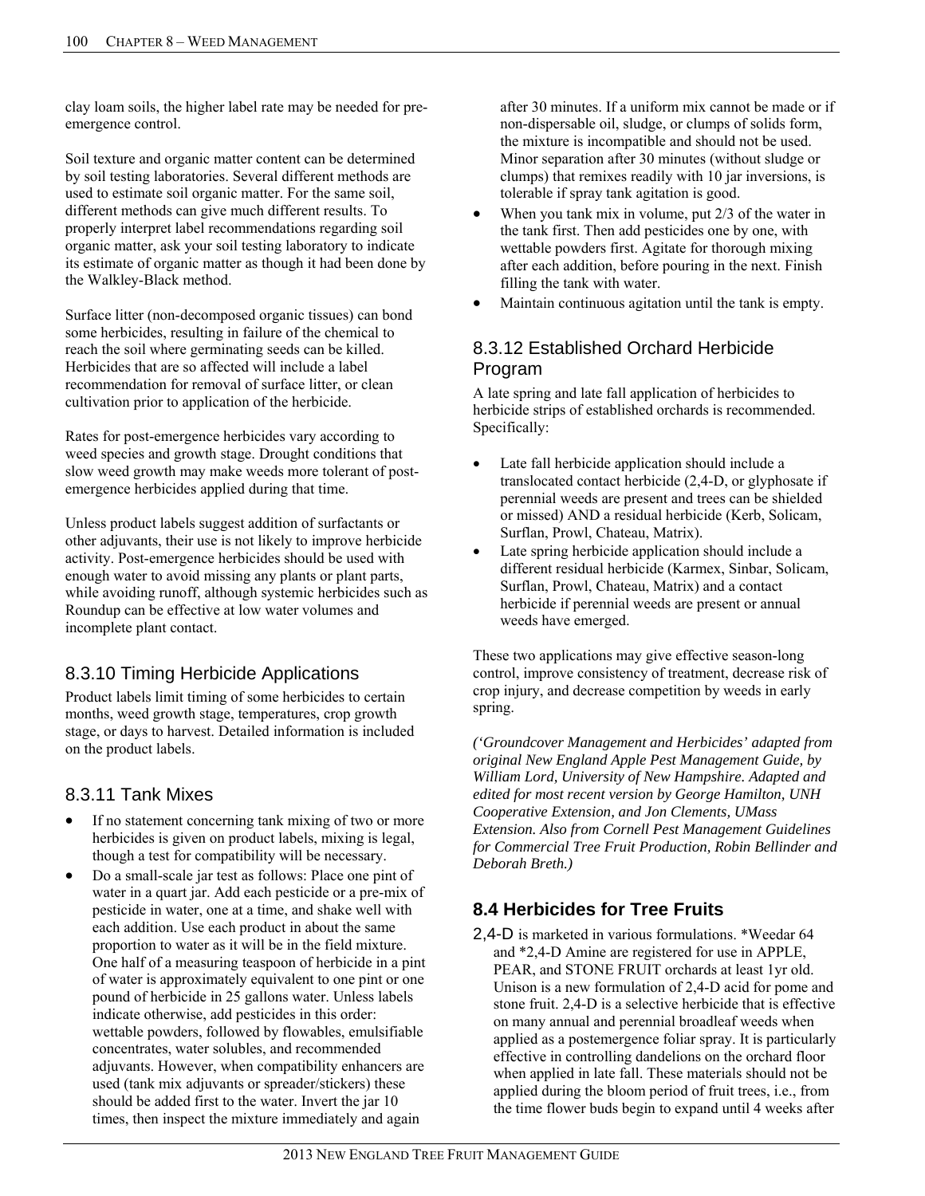clay loam soils, the higher label rate may be needed for pre-emergence control.

Soil texture and organic matter content can be determined by soil testing laboratories. Several different methods are used to estimate soil organic matter. For the same soil, different methods can give much different results. To properly interpret label recommendations regarding soil organic matter, ask your soil testing laboratory to indicate its estimate of organic matter as though it had been done by the Walkley-Black method.

Surface litter (non-decomposed organic tissues) can bond some herbicides, resulting in failure of the chemical to reach the soil where germinating seeds can be killed. Herbicides that are so affected will include a label recommendation for removal of surface litter, or clean cultivation prior to application of the herbicide.

Rates for post-emergence herbicides vary according to weed species and growth stage. Drought conditions that slow weed growth may make weeds more tolerant of post-emergence herbicides applied during that time.

Unless product labels suggest addition of surfactants or other adjuvants, their use is not likely to improve herbicide activity. Post-emergence herbicides should be used with enough water to avoid missing any plants or plant parts, while avoiding runoff, although systemic herbicides such as Roundup can be effective at low water volumes and incomplete plant contact.

### 8.3.10 Timing Herbicide Applications

Product labels limit timing of some herbicides to certain months, weed growth stage, temperatures, crop growth stage, or days to harvest. Detailed information is included on the product labels.

### 8.3.11 Tank Mixes

- If no statement concerning tank mixing of two or more herbicides is given on product labels, mixing is legal, though a test for compatibility will be necessary.
- Do a small-scale jar test as follows: Place one pint of water in a quart jar. Add each pesticide or a pre-mix of pesticide in water, one at a time, and shake well with each addition. Use each product in about the same proportion to water as it will be in the field mixture. One half of a measuring teaspoon of herbicide in a pint of water is approximately equivalent to one pint or one pound of herbicide in 25 gallons water. Unless labels indicate otherwise, add pesticides in this order: wettable powders, followed by flowables, emulsifiable concentrates, water solubles, and recommended adjuvants. However, when compatibility enhancers are used (tank mix adjuvants or spreader/stickers) these should be added first to the water. Invert the jar 10 times, then inspect the mixture immediately and again after 30 minutes. If a uniform mix cannot be made or if non-dispersable oil, sludge, or clumps of solids form, the mixture is incompatible and should not be used. Minor separation after 30 minutes (without sludge or clumps) that remixes readily with 10 jar inversions, is tolerable if spray tank agitation is good.
- When you tank mix in volume, put 2/3 of the water in the tank first. Then add pesticides one by one, with wettable powders first. Agitate for thorough mixing after each addition, before pouring in the next. Finish filling the tank with water.
- Maintain continuous agitation until the tank is empty.

### 8.3.12 Established Orchard Herbicide Program

A late spring and late fall application of herbicides to herbicide strips of established orchards is recommended. Specifically:

- Late fall herbicide application should include a translocated contact herbicide (2,4-D, or glyphosate if perennial weeds are present and trees can be shielded or missed) AND a residual herbicide (Kerb, Solicam, Surflan, Prowl, Chateau, Matrix).
- Late spring herbicide application should include a different residual herbicide (Karmex, Sinbar, Solicam, Surflan, Prowl, Chateau, Matrix) and a contact herbicide if perennial weeds are present or annual weeds have emerged.

These two applications may give effective season-long control, improve consistency of treatment, decrease risk of crop injury, and decrease competition by weeds in early spring.

***('Groundcover Management and Herbicides' adapted from original New England Apple Pest Management Guide, by William Lord, University of New Hampshire. Adapted and edited for most recent version by George Hamilton, UNH Cooperative Extension, and Jon Clements, UMass Extension. Also from Cornell Pest Management Guidelines for Commercial Tree Fruit Production, Robin Bellinder and Deborah Breth.)***

## 8.4 Herbicides for Tree Fruits

2,4-D is marketed in various formulations. *Weedar 64 and *2,4-D Amine are registered for use in APPLE, PEAR, and STONE FRUIT orchards at least 1yr old. Unison is a new formulation of 2,4-D acid for pome and stone fruit. 2,4-D is a selective herbicide that is effective on many annual and perennial broadleaf weeds when applied as a postemergence foliar spray. It is particularly effective in controlling dandelions on the orchard floor when applied in late fall. These materials should not be applied during the bloom period of fruit trees, i.e., from the time flower buds begin to expand until 4 weeks after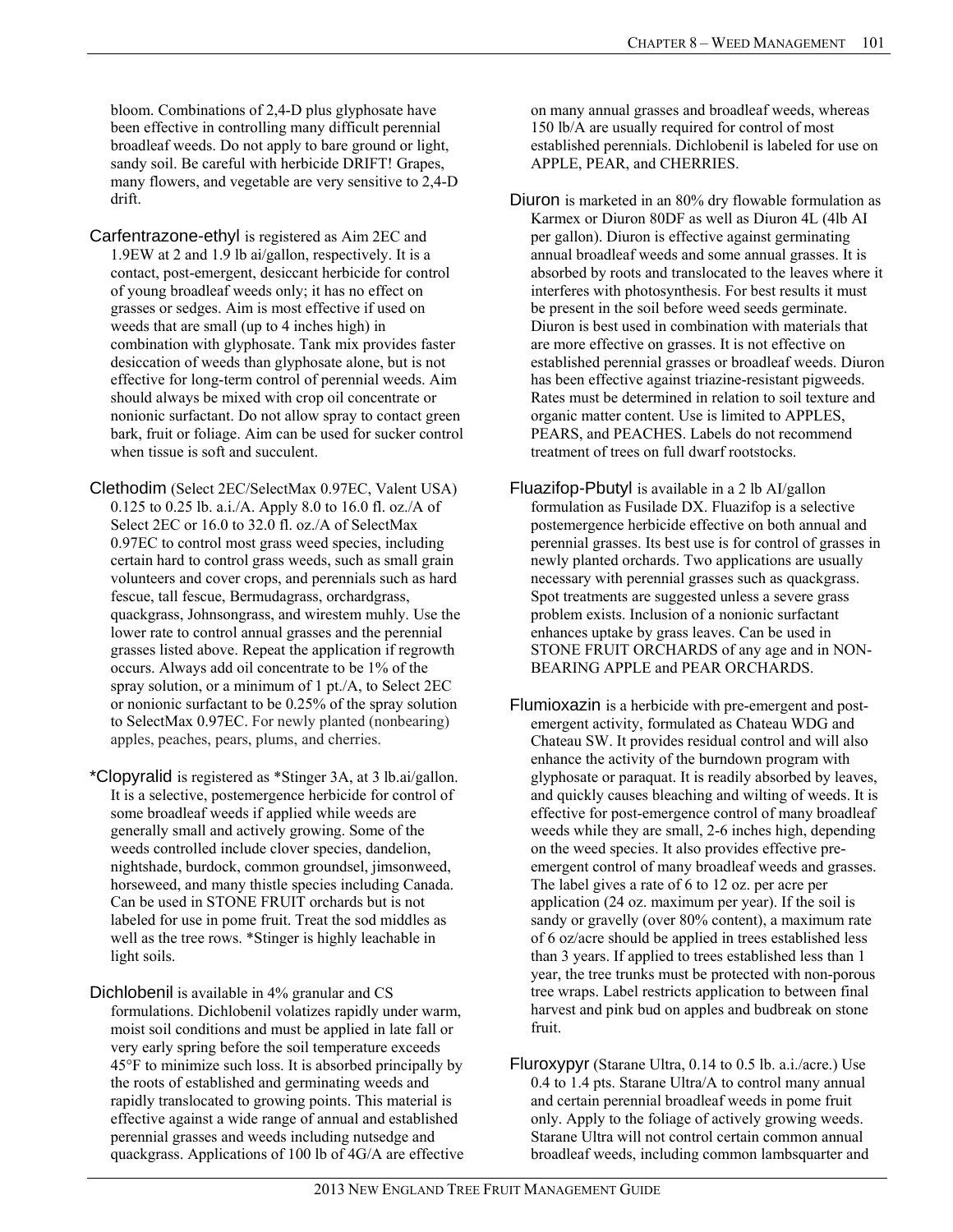bloom. Combinations of 2,4-D plus glyphosate have been effective in controlling many difficult perennial broadleaf weeds. Do not apply to bare ground or light, sandy soil. Be careful with herbicide DRIFT! Grapes, many flowers, and vegetable are very sensitive to 2,4-D drift.

Carfentrazone-ethyl is registered as Aim 2EC and 1.9EW at 2 and 1.9 lb ai/gallon, respectively. It is a contact, post-emergent, desiccant herbicide for control of young broadleaf weeds only; it has no effect on grasses or sedges. Aim is most effective if used on weeds that are small (up to 4 inches high) in combination with glyphosate. Tank mix provides faster desiccation of weeds than glyphosate alone, but is not effective for long-term control of perennial weeds. Aim should always be mixed with crop oil concentrate or nonionic surfactant. Do not allow spray to contact green bark, fruit or foliage. Aim can be used for sucker control when tissue is soft and succulent.

Clethodim (Select 2EC/SelectMax 0.97EC, Valent USA) 0.125 to 0.25 lb. a.i./A. Apply 8.0 to 16.0 fl. oz./A of Select 2EC or 16.0 to 32.0 fl. oz./A of SelectMax 0.97EC to control most grass weed species, including certain hard to control grass weeds, such as small grain volunteers and cover crops, and perennials such as hard fescue, tall fescue, Bermudagrass, orchardgrass, quackgrass, Johnsongrass, and wirestem muhly. Use the lower rate to control annual grasses and the perennial grasses listed above. Repeat the application if regrowth occurs. Always add oil concentrate to be 1% of the spray solution, or a minimum of 1 pt./A, to Select 2EC or nonionic surfactant to be 0.25% of the spray solution to SelectMax 0.97EC. For newly planted (nonbearing) apples, peaches, pears, plums, and cherries.

*Clopyralid is registered as *Stinger 3A, at 3 lb.ai/gallon. It is a selective, postemergence herbicide for control of some broadleaf weeds if applied while weeds are generally small and actively growing. Some of the weeds controlled include clover species, dandelion, nightshade, burdock, common groundsel, jimsonweed, horseweed, and many thistle species including Canada. Can be used in STONE FRUIT orchards but is not labeled for use in pome fruit. Treat the sod middles as well as the tree rows. *Stinger is highly leachable in light soils.

Dichlobenil is available in 4% granular and CS formulations. Dichlobenil volatizes rapidly under warm, moist soil conditions and must be applied in late fall or very early spring before the soil temperature exceeds 45°F to minimize such loss. It is absorbed principally by the roots of established and germinating weeds and rapidly translocated to growing points. This material is effective against a wide range of annual and established perennial grasses and weeds including nutsedge and quackgrass. Applications of 100 lb of 4G/A are effective on many annual grasses and broadleaf weeds, whereas 150 lb/A are usually required for control of most established perennials. Dichlobenil is labeled for use on APPLE, PEAR, and CHERRIES.

Diuron is marketed in an 80% dry flowable formulation as Karmex or Diuron 80DF as well as Diuron 4L (4lb AI per gallon). Diuron is effective against germinating annual broadleaf weeds and some annual grasses. It is absorbed by roots and translocated to the leaves where it interferes with photosynthesis. For best results it must be present in the soil before weed seeds germinate. Diuron is best used in combination with materials that are more effective on grasses. It is not effective on established perennial grasses or broadleaf weeds. Diuron has been effective against triazine-resistant pigweeds. Rates must be determined in relation to soil texture and organic matter content. Use is limited to APPLES, PEARS, and PEACHES. Labels do not recommend treatment of trees on full dwarf rootstocks.

Fluazifop-Pbutyl is available in a 2 lb AI/gallon formulation as Fusilade DX. Fluazifop is a selective postemergence herbicide effective on both annual and perennial grasses. Its best use is for control of grasses in newly planted orchards. Two applications are usually necessary with perennial grasses such as quackgrass. Spot treatments are suggested unless a severe grass problem exists. Inclusion of a nonionic surfactant enhances uptake by grass leaves. Can be used in STONE FRUIT ORCHARDS of any age and in NON-BEARING APPLE and PEAR ORCHARDS.

Flumioxazin is a herbicide with pre-emergent and post-emergent activity, formulated as Chateau WDG and Chateau SW. It provides residual control and will also enhance the activity of the burndown program with glyphosate or paraquat. It is readily absorbed by leaves, and quickly causes bleaching and wilting of weeds. It is effective for post-emergence control of many broadleaf weeds while they are small, 2-6 inches high, depending on the weed species. It also provides effective pre-emergent control of many broadleaf weeds and grasses. The label gives a rate of 6 to 12 oz. per acre per application (24 oz. maximum per year). If the soil is sandy or gravelly (over 80% content), a maximum rate of 6 oz/acre should be applied in trees established less than 3 years. If applied to trees established less than 1 year, the tree trunks must be protected with non-porous tree wraps. Label restricts application to between final harvest and pink bud on apples and budbreak on stone fruit.

Fluroxypyr (Starane Ultra, 0.14 to 0.5 lb. a.i./acre.) Use 0.4 to 1.4 pts. Starane Ultra/A to control many annual and certain perennial broadleaf weeds in pome fruit only. Apply to the foliage of actively growing weeds. Starane Ultra will not control certain common annual broadleaf weeds, including common lambsquarter and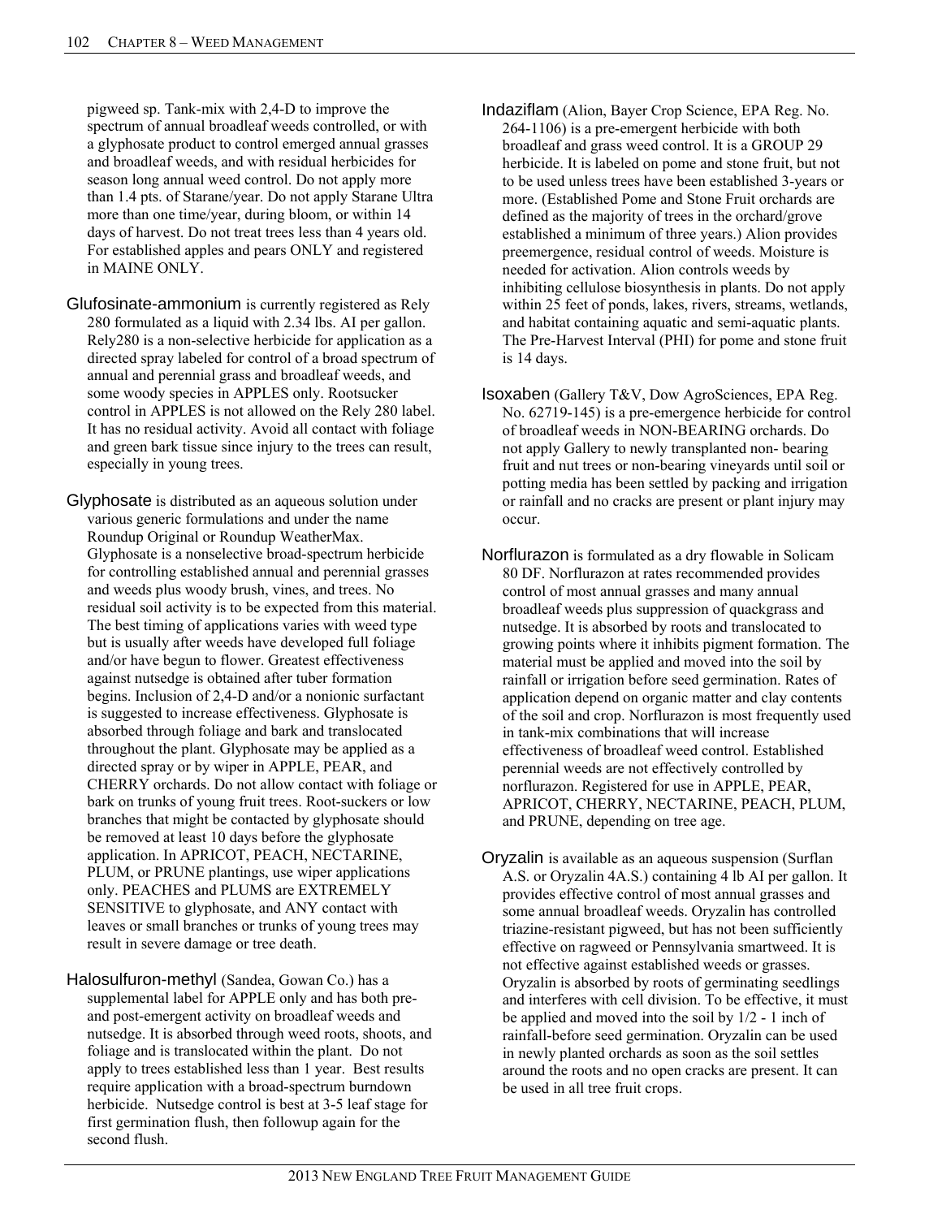pigweed sp. Tank-mix with 2,4-D to improve the spectrum of annual broadleaf weeds controlled, or with a glyphosate product to control emerged annual grasses and broadleaf weeds, and with residual herbicides for season long annual weed control. Do not apply more than 1.4 pts. of Starane/year. Do not apply Starane Ultra more than one time/year, during bloom, or within 14 days of harvest. Do not treat trees less than 4 years old. For established apples and pears ONLY and registered in MAINE ONLY.

Glufosinate-ammonium is currently registered as Rely 280 formulated as a liquid with 2.34 lbs. AI per gallon. Rely280 is a non-selective herbicide for application as a directed spray labeled for control of a broad spectrum of annual and perennial grass and broadleaf weeds, and some woody species in APPLES only. Rootsucker control in APPLES is not allowed on the Rely 280 label. It has no residual activity. Avoid all contact with foliage and green bark tissue since injury to the trees can result, especially in young trees.

Glyphosate is distributed as an aqueous solution under various generic formulations and under the name Roundup Original or Roundup WeatherMax. Glyphosate is a nonselective broad-spectrum herbicide for controlling established annual and perennial grasses and weeds plus woody brush, vines, and trees. No residual soil activity is to be expected from this material. The best timing of applications varies with weed type but is usually after weeds have developed full foliage and/or have begun to flower. Greatest effectiveness against nutsedge is obtained after tuber formation begins. Inclusion of 2,4-D and/or a nonionic surfactant is suggested to increase effectiveness. Glyphosate is absorbed through foliage and bark and translocated throughout the plant. Glyphosate may be applied as a directed spray or by wiper in APPLE, PEAR, and CHERRY orchards. Do not allow contact with foliage or bark on trunks of young fruit trees. Root-suckers or low branches that might be contacted by glyphosate should be removed at least 10 days before the glyphosate application. In APRICOT, PEACH, NECTARINE, PLUM, or PRUNE plantings, use wiper applications only. PEACHES and PLUMS are EXTREMELY SENSITIVE to glyphosate, and ANY contact with leaves or small branches or trunks of young trees may result in severe damage or tree death.

Halosulfuron-methyl (Sandea, Gowan Co.) has a supplemental label for APPLE only and has both pre- and post-emergent activity on broadleaf weeds and nutsedge. It is absorbed through weed roots, shoots, and foliage and is translocated within the plant. Do not apply to trees established less than 1 year. Best results require application with a broad-spectrum burndown herbicide. Nutsedge control is best at 3-5 leaf stage for first germination flush, then followup again for the second flush.

Indaziflam (Alion, Bayer Crop Science, EPA Reg. No. 264-1106) is a pre-emergent herbicide with both broadleaf and grass weed control. It is a GROUP 29 herbicide. It is labeled on pome and stone fruit, but not to be used unless trees have been established 3-years or more. (Established Pome and Stone Fruit orchards are defined as the majority of trees in the orchard/grove established a minimum of three years.) Alion provides preemergence, residual control of weeds. Moisture is needed for activation. Alion controls weeds by inhibiting cellulose biosynthesis in plants. Do not apply within 25 feet of ponds, lakes, rivers, streams, wetlands, and habitat containing aquatic and semi-aquatic plants. The Pre-Harvest Interval (PHI) for pome and stone fruit is 14 days.

Isoxaben (Gallery T&V, Dow AgroSciences, EPA Reg. No. 62719-145) is a pre-emergence herbicide for control of broadleaf weeds in NON-BEARING orchards. Do not apply Gallery to newly transplanted non- bearing fruit and nut trees or non-bearing vineyards until soil or potting media has been settled by packing and irrigation or rainfall and no cracks are present or plant injury may occur.

Norflurazon is formulated as a dry flowable in Solicam 80 DF. Norflurazon at rates recommended provides control of most annual grasses and many annual broadleaf weeds plus suppression of quackgrass and nutsedge. It is absorbed by roots and translocated to growing points where it inhibits pigment formation. The material must be applied and moved into the soil by rainfall or irrigation before seed germination. Rates of application depend on organic matter and clay contents of the soil and crop. Norflurazon is most frequently used in tank-mix combinations that will increase effectiveness of broadleaf weed control. Established perennial weeds are not effectively controlled by norflurazon. Registered for use in APPLE, PEAR, APRICOT, CHERRY, NECTARINE, PEACH, PLUM, and PRUNE, depending on tree age.

Oryzalin is available as an aqueous suspension (Surflan A.S. or Oryzalin 4A.S.) containing 4 lb AI per gallon. It provides effective control of most annual grasses and some annual broadleaf weeds. Oryzalin has controlled triazine-resistant pigweed, but has not been sufficiently effective on ragweed or Pennsylvania smartweed. It is not effective against established weeds or grasses. Oryzalin is absorbed by roots of germinating seedlings and interferes with cell division. To be effective, it must be applied and moved into the soil by 1/2 - 1 inch of rainfall-before seed germination. Oryzalin can be used in newly planted orchards as soon as the soil settles around the roots and no open cracks are present. It can be used in all tree fruit crops.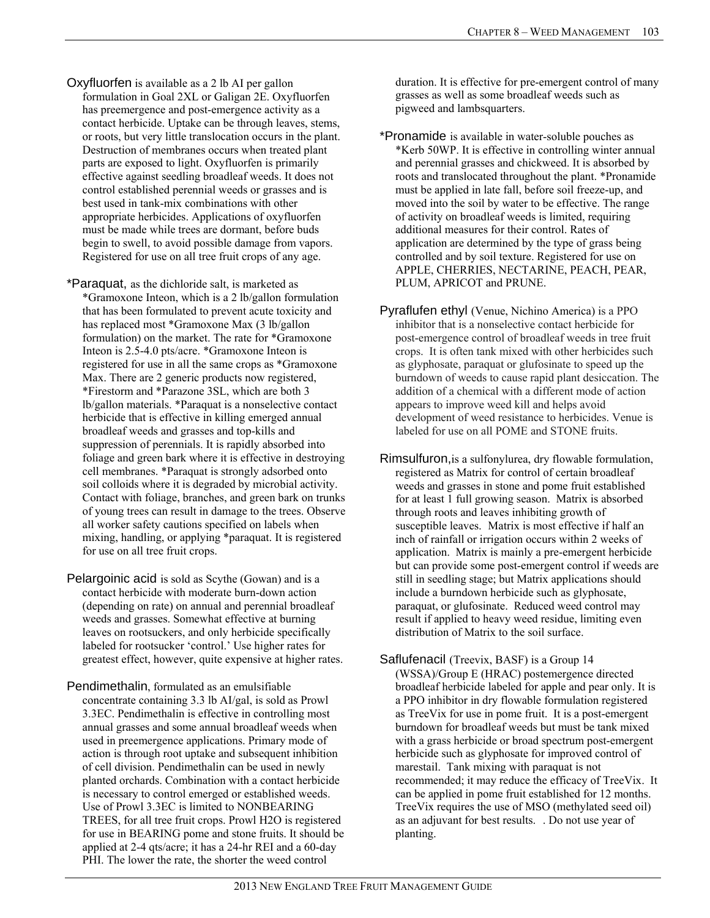**Oxyfluorfen** is available as a 2 lb AI per gallon formulation in Goal 2XL or Galigan 2E. Oxyfluorfen has preemergence and post-emergence activity as a contact herbicide. Uptake can be through leaves, stems, or roots, but very little translocation occurs in the plant. Destruction of membranes occurs when treated plant parts are exposed to light. Oxyfluorfen is primarily effective against seedling broadleaf weeds. It does not control established perennial weeds or grasses and is best used in tank-mix combinations with other appropriate herbicides. Applications of oxyfluorfen must be made while trees are dormant, before buds begin to swell, to avoid possible damage from vapors. Registered for use on all tree fruit crops of any age.

***Paraquat**, as the dichloride salt, is marketed as *Gramoxone Inteon, which is a 2 lb/gallon formulation that has been formulated to prevent acute toxicity and has replaced most *Gramoxone Max (3 lb/gallon formulation) on the market. The rate for *Gramoxone Inteon is 2.5-4.0 pts/acre. *Gramoxone Inteon is registered for use in all the same crops as *Gramoxone Max. There are 2 generic products now registered, *Firestorm and *Parazone 3SL, which are both 3 lb/gallon materials. *Paraquat is a nonselective contact herbicide that is effective in killing emerged annual broadleaf weeds and grasses and top-kills and suppression of perennials. It is rapidly absorbed into foliage and green bark where it is effective in destroying cell membranes. *Paraquat is strongly adsorbed onto soil colloids where it is degraded by microbial activity. Contact with foliage, branches, and green bark on trunks of young trees can result in damage to the trees. Observe all worker safety cautions specified on labels when mixing, handling, or applying *paraquat. It is registered for use on all tree fruit crops.

**Pelargoinic acid** is sold as Scythe (Gowan) and is a contact herbicide with moderate burn-down action (depending on rate) on annual and perennial broadleaf weeds and grasses. Somewhat effective at burning leaves on rootsuckers, and only herbicide specifically labeled for rootsucker 'control.' Use higher rates for greatest effect, however, quite expensive at higher rates.

**Pendimethalin**, formulated as an emulsifiable concentrate containing 3.3 lb AI/gal, is sold as Prowl 3.3EC. Pendimethalin is effective in controlling most annual grasses and some annual broadleaf weeds when used in preemergence applications. Primary mode of action is through root uptake and subsequent inhibition of cell division. Pendimethalin can be used in newly planted orchards. Combination with a contact herbicide is necessary to control emerged or established weeds. Use of Prowl 3.3EC is limited to NONBEARING TREES, for all tree fruit crops. Prowl H2O is registered for use in BEARING pome and stone fruits. It should be applied at 2-4 qts/acre; it has a 24-hr REI and a 60-day PHI. The lower the rate, the shorter the weed control duration. It is effective for pre-emergent control of many grasses as well as some broadleaf weeds such as pigweed and lambsquarters.

***Pronamide** is available in water-soluble pouches as *Kerb 50WP. It is effective in controlling winter annual and perennial grasses and chickweed. It is absorbed by roots and translocated throughout the plant. *Pronamide must be applied in late fall, before soil freeze-up, and moved into the soil by water to be effective. The range of activity on broadleaf weeds is limited, requiring additional measures for their control. Rates of application are determined by the type of grass being controlled and by soil texture. Registered for use on APPLE, CHERRIES, NECTARINE, PEACH, PEAR, PLUM, APRICOT and PRUNE.

**Pyraflufen ethyl** (Venue, Nichino America) is a PPO inhibitor that is a nonselective contact herbicide for post-emergence control of broadleaf weeds in tree fruit crops. It is often tank mixed with other herbicides such as glyphosate, paraquat or glufosinate to speed up the burndown of weeds to cause rapid plant desiccation. The addition of a chemical with a different mode of action appears to improve weed kill and helps avoid development of weed resistance to herbicides. Venue is labeled for use on all POME and STONE fruits.

**Rimsulfuron**,is a sulfonylurea, dry flowable formulation, registered as Matrix for control of certain broadleaf weeds and grasses in stone and pome fruit established for at least 1 full growing season. Matrix is absorbed through roots and leaves inhibiting growth of susceptible leaves. Matrix is most effective if half an inch of rainfall or irrigation occurs within 2 weeks of application. Matrix is mainly a pre-emergent herbicide but can provide some post-emergent control if weeds are still in seedling stage; but Matrix applications should include a burndown herbicide such as glyphosate, paraquat, or glufosinate. Reduced weed control may result if applied to heavy weed residue, limiting even distribution of Matrix to the soil surface.

**Saflufenacil** (Treevix, BASF) is a Group 14 (WSSA)/Group E (HRAC) postemergence directed broadleaf herbicide labeled for apple and pear only. It is a PPO inhibitor in dry flowable formulation registered as TreeVix for use in pome fruit. It is a post-emergent burndown for broadleaf weeds but must be tank mixed with a grass herbicide or broad spectrum post-emergent herbicide such as glyphosate for improved control of marestail. Tank mixing with paraquat is not recommended; it may reduce the efficacy of TreeVix. It can be applied in pome fruit established for 12 months. TreeVix requires the use of MSO (methylated seed oil) as an adjuvant for best results. . Do not use year of planting.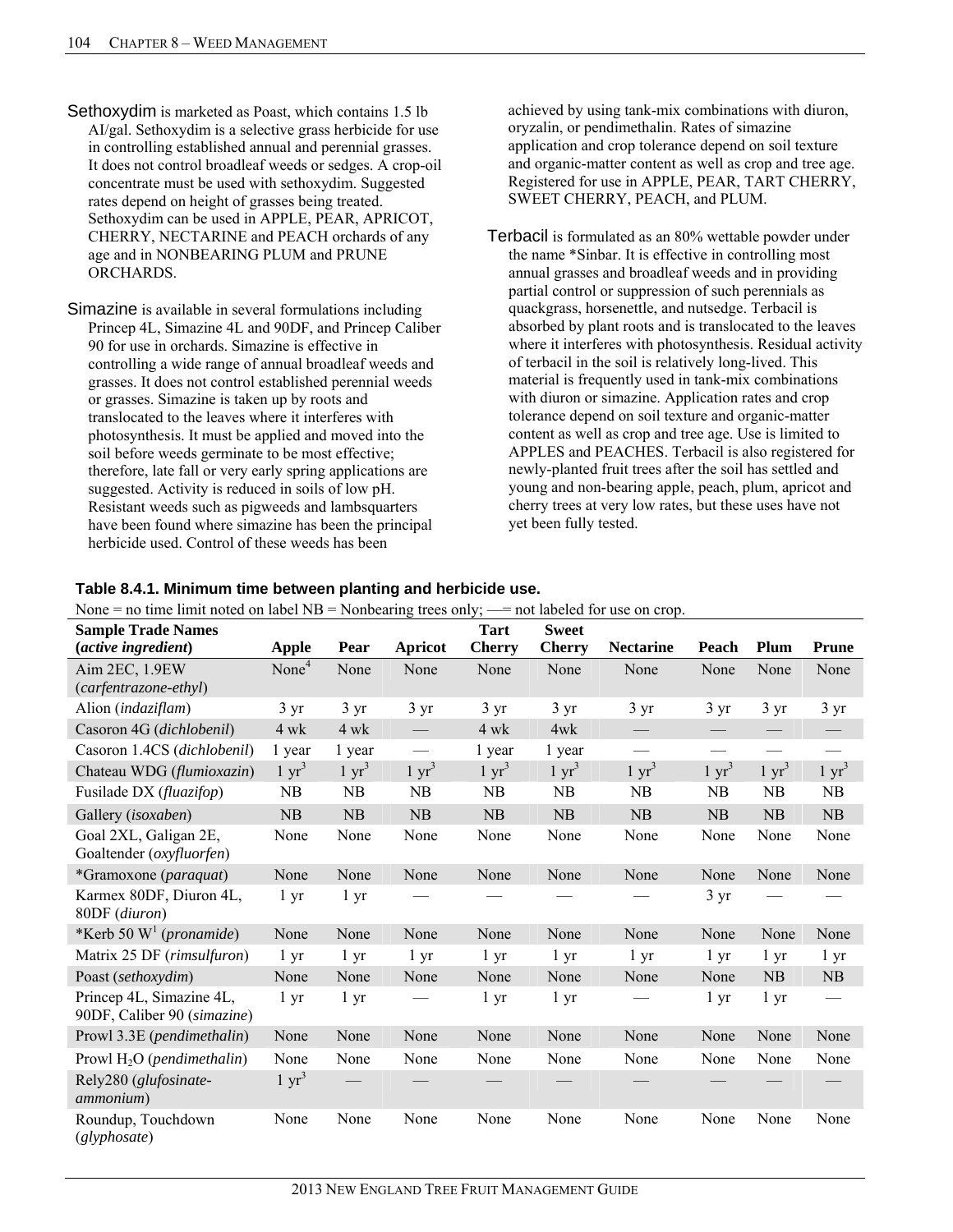**Sethoxydim** is marketed as Poast, which contains 1.5 lb AI/gal. Sethoxydim is a selective grass herbicide for use in controlling established annual and perennial grasses. It does not control broadleaf weeds or sedges. A crop-oil concentrate must be used with sethoxydim. Suggested rates depend on height of grasses being treated. Sethoxydim can be used in APPLE, PEAR, APRICOT, CHERRY, NECTARINE and PEACH orchards of any age and in NONBEARING PLUM and PRUNE ORCHARDS.

**Simazine** is available in several formulations including Princep 4L, Simazine 4L and 90DF, and Princep Caliber 90 for use in orchards. Simazine is effective in controlling a wide range of annual broadleaf weeds and grasses. It does not control established perennial weeds or grasses. Simazine is taken up by roots and translocated to the leaves where it interferes with photosynthesis. It must be applied and moved into the soil before weeds germinate to be most effective; therefore, late fall or very early spring applications are suggested. Activity is reduced in soils of low pH. Resistant weeds such as pigweeds and lambsquarters have been found where simazine has been the principal herbicide used. Control of these weeds has been achieved by using tank-mix combinations with diuron, oryzalin, or pendimethalin. Rates of simazine application and crop tolerance depend on soil texture and organic-matter content as well as crop and tree age. Registered for use in APPLE, PEAR, TART CHERRY, SWEET CHERRY, PEACH, and PLUM.

**Terbacil** is formulated as an 80% wettable powder under the name *Sinbar. It is effective in controlling most annual grasses and broadleaf weeds and in providing partial control or suppression of such perennials as quackgrass, horsenettle, and nutsedge. Terbacil is absorbed by plant roots and is translocated to the leaves where it interferes with photosynthesis. Residual activity of terbacil in the soil is relatively long-lived. This material is frequently used in tank-mix combinations with diuron or simazine. Application rates and crop tolerance depend on soil texture and organic-matter content as well as crop and tree age. Use is limited to APPLES and PEACHES. Terbacil is also registered for newly-planted fruit trees after the soil has settled and young and non-bearing apple, peach, plum, apricot and cherry trees at very low rates, but these uses have not yet been fully tested.

**Table 8.4.1. Minimum time between planting and herbicide use.**

None = no time limit noted on label NB = Nonbearing trees only; —= not labeled for use on crop.

| Sample Trade Names (*active ingredient*) | Apple | Pear | Apricot | Tart Cherry | Sweet Cherry | Nectarine | Peach | Plum | Prune |
|---|---|---|---|---|---|---|---|---|---|
| Aim 2EC, 1.9EW (*carfentrazone-ethyl*) | None[4] | None | None | None | None | None | None | None | None |
| Alion (*indaziflam*) | 3 yr | 3 yr | 3 yr | 3 yr | 3 yr | 3 yr | 3 yr | 3 yr | 3 yr |
| Casoron 4G (*dichlobenil*) | 4 wk | 4 wk | — | 4 wk | 4wk | — | — | — | — |
| Casoron 1.4CS (*dichlobenil*) | 1 year | 1 year | — | 1 year | 1 year | — | — | — | — |
| Chateau WDG (*flumioxazin*) | 1 yr[3] | 1 yr[3] | 1 yr[3] | 1 yr[3] | 1 yr[3] | 1 yr[3] | 1 yr[3] | 1 yr[3] | 1 yr[3] |
| Fusilade DX (*fluazifop*) | NB | NB | NB | NB | NB | NB | NB | NB | NB |
| Gallery (*isoxaben*) | NB | NB | NB | NB | NB | NB | NB | NB | NB |
| Goal 2XL, Galigan 2E, Goaltender (*oxyfluorfen*) | None | None | None | None | None | None | None | None | None |
| *Gramoxone (*paraquat*) | None | None | None | None | None | None | None | None | None |
| Karmex 80DF, Diuron 4L, 80DF (*diuron*) | 1 yr | 1 yr | — | — | — | — | 3 yr | — | — |
| *Kerb 50 W[1] (*pronamide*) | None | None | None | None | None | None | None | None | None |
| Matrix 25 DF (*rimsulfuron*) | 1 yr | 1 yr | 1 yr | 1 yr | 1 yr | 1 yr | 1 yr | 1 yr | 1 yr |
| Poast (*sethoxydim*) | None | None | None | None | None | None | None | NB | NB |
| Princep 4L, Simazine 4L, 90DF, Caliber 90 (*simazine*) | 1 yr | 1 yr | — | 1 yr | 1 yr | — | 1 yr | 1 yr | — |
| Prowl 3.3E (*pendimethalin*) | None | None | None | None | None | None | None | None | None |
| Prowl $H_2O$ (*pendimethalin*) | None | None | None | None | None | None | None | None | None |
| Rely280 (*glufosinate-ammonium*) | 1 yr[3] | — | — | — | — | — | — | — | — |
| Roundup, Touchdown (*glyphosate*) | None | None | None | None | None | None | None | None | None |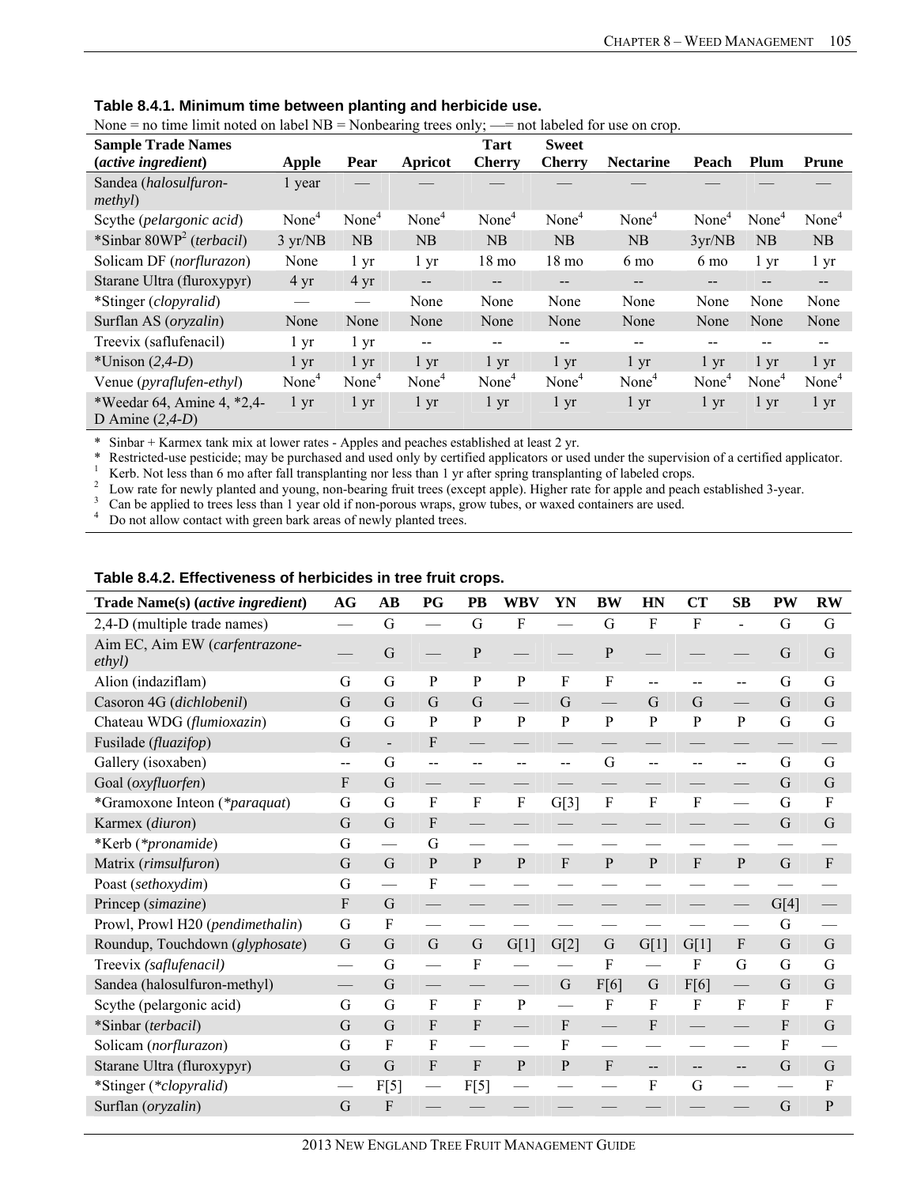**Table 8.4.1. Minimum time between planting and herbicide use.**

None = no time limit noted on label NB = Nonbearing trees only; —= not labeled for use on crop.

| Sample Trade Names (*active ingredient*) | Apple | Pear | Apricot | Tart Cherry | Sweet Cherry | Nectarine | Peach | Plum | Prune |
|---|---|---|---|---|---|---|---|---|---|
| Sandea (*halosulfuron-methyl*) | 1 year | — | — | — | — | — | — | — | — |
| Scythe (*pelargonic acid*) | None[4] | None[4] | None[4] | None[4] | None[4] | None[4] | None[4] | None[4] | None[4] |
| *Sinbar 80WP[2] (*terbacil*) | 3 yr/NB | NB | NB | NB | NB | NB | 3yr/NB | NB | NB |
| Solicam DF (*norflurazon*) | None | 1 yr | 1 yr | 18 mo | 18 mo | 6 mo | 6 mo | 1 yr | 1 yr |
| Starane Ultra (fluroxypyr) | 4 yr | 4 yr | -- | -- | -- | -- | -- | -- | -- |
| *Stinger (*clopyralid*) | — | — | None | None | None | None | None | None | None |
| Surflan AS (*oryzalin*) | None | None | None | None | None | None | None | None | None |
| Treevix (saflufenacil) | 1 yr | 1 yr | -- | -- | -- | -- | -- | -- | -- |
| *Unison (*2,4-D*) | 1 yr | 1 yr | 1 yr | 1 yr | 1 yr | 1 yr | 1 yr | 1 yr | 1 yr |
| Venue (*pyraflufen-ethyl*) | None[4] | None[4] | None[4] | None[4] | None[4] | None[4] | None[4] | None[4] | None[4] |
| *Weedar 64, Amine 4, *2,4-D Amine (*2,4-D*) | 1 yr | 1 yr | 1 yr | 1 yr | 1 yr | 1 yr | 1 yr | 1 yr | 1 yr |

\* Sinbar + Karmex tank mix at lower rates - Apples and peaches established at least 2 yr.
\* Restricted-use pesticide; may be purchased and used only by certified applicators or used under the supervision of a certified applicator.
[1] Kerb. Not less than 6 mo after fall transplanting nor less than 1 yr after spring transplanting of labeled crops.
[2] Low rate for newly planted and young, non-bearing fruit trees (except apple). Higher rate for apple and peach established 3-year.
[3] Can be applied to trees less than 1 year old if non-porous wraps, grow tubes, or waxed containers are used.
[4] Do not allow contact with green bark areas of newly planted trees.

**Table 8.4.2. Effectiveness of herbicides in tree fruit crops.**

| Trade Name(s) (*active ingredient*) | AG | AB | PG | PB | WBV | YN | BW | HN | CT | SB | PW | RW |
|---|---|---|---|---|---|---|---|---|---|---|---|---|
| 2,4-D (multiple trade names) | — | G | — | G | F | — | G | F | F | - | G | G |
| Aim EC, Aim EW (*carfentrazone-ethyl)* | — | G | — | P | — | — | P | — | — | — | G | G |
| Alion (indaziflam) | G | G | P | P | P | F | F | -- | -- | -- | G | G |
| Casoron 4G (*dichlobenil*) | G | G | G | G | — | G | — | G | G | — | G | G |
| Chateau WDG (*flumioxazin*) | G | G | P | P | P | P | P | P | P | P | G | G |
| Fusilade (*fluazifop*) | G | - | F | — | — | — | — | — | — | — | — | — |
| Gallery (isoxaben) | -- | G | -- | -- | -- | -- | G | -- | -- | -- | G | G |
| Goal (*oxyfluorfen*) | F | G | — | — | — | — | — | — | — | — | G | G |
| *Gramoxone Inteon (**paraquat*) | G | G | F | F | F | G[3] | F | F | F | — | G | F |
| Karmex (*diuron*) | G | G | F | — | — | — | — | — | — | — | G | G |
| *Kerb (**pronamide*) | G | — | G | — | — | — | — | — | — | — | — | — |
| Matrix (*rimsulfuron*) | G | G | P | P | P | F | P | P | F | P | G | F |
| Poast (*sethoxydim*) | G | — | F | — | — | — | — | — | — | — | — | — |
| Princep (*simazine*) | F | G | — | — | — | — | — | — | — | — | G[4] | — |
| Prowl, Prowl H20 (*pendimethalin*) | G | F | — | — | — | — | — | — | — | — | G | — |
| Roundup, Touchdown (*glyphosate*) | G | G | G | G | G[1] | G[2] | G | G[1] | G[1] | F | G | G |
| Treevix *(saflufenacil)* | — | G | — | F | — | — | F | — | F | G | G | G |
| Sandea (halosulfuron-methyl) | — | G | — | — | — | G | F[6] | G | F[6] | — | G | G |
| Scythe (pelargonic acid) | G | G | F | F | P | — | F | F | F | F | F | F |
| *Sinbar (*terbacil*) | G | G | F | F | — | F | — | F | — | — | F | G |
| Solicam (*norflurazon*) | G | F | F | — | — | F | — | — | — | — | F | — |
| Starane Ultra (fluroxypyr) | G | G | F | F | P | P | F | -- | -- | -- | G | G |
| *Stinger (**clopyralid*) | — | F[5] | — | F[5] | — | — | — | F | G | — | — | F |
| Surflan (*oryzalin*) | G | F | — | — | — | — | — | — | — | — | G | P |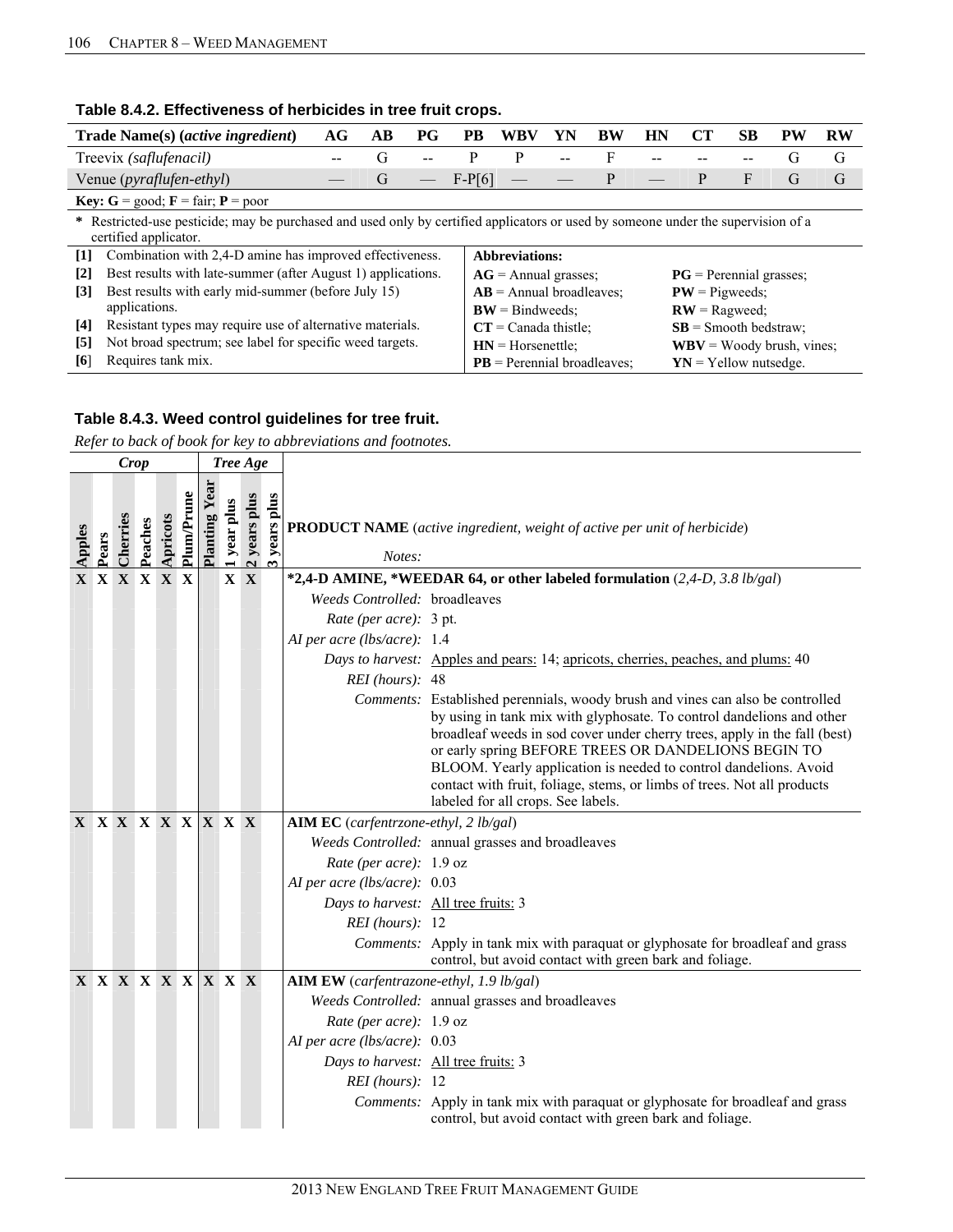## Table 8.4.2. Effectiveness of herbicides in tree fruit crops.

| Trade Name(s) (*active ingredient*) | AG | AB | PG | PB | WBV | YN | BW | HN | CT | SB | PW | RW |
|---|---|---|---|---|---|---|---|---|---|---|---|---|
| Treevix (*saflufenacil*) | -- | G | -- | P | P | -- | F | -- | -- | -- | G | G |
| Venue (*pyraflufen-ethyl*) | — | G | — | F-P[6] | — | — | P | — | P | F | G | G |

**Key: G** = good; **F** = fair; **P** = poor

**\*** Restricted-use pesticide; may be purchased and used only by certified applicators or used by someone under the supervision of a certified applicator.

**[1]** Combination with 2,4-D amine has improved effectiveness.
**[2]** Best results with late-summer (after August 1) applications.
**[3]** Best results with early mid-summer (before July 15) applications.
**[4]** Resistant types may require use of alternative materials.
**[5]** Not broad spectrum; see label for specific weed targets.
**[6]** Requires tank mix.

**Abbreviations:**
**AG** = Annual grasses; **PG** = Perennial grasses;
**AB** = Annual broadleaves; **PW** = Pigweeds;
**BW** = Bindweeds; **RW** = Ragweed;
**CT** = Canada thistle; **SB** = Smooth bedstraw;
**HN** = Horsenettle; **WBV** = Woody brush, vines;
**PB** = Perennial broadleaves; **YN** = Yellow nutsedge.

## Table 8.4.3. Weed control guidelines for tree fruit.

*Refer to back of book for key to abbreviations and footnotes.*

| Apples | Pears | Cherries | Peaches | Apricots | Plum/Prune | Planting Year | 1 year plus | 2 years plus | 3 years plus | **PRODUCT NAME** (*active ingredient, weight of active per unit of herbicide*) |
|---|---|---|---|---|---|---|---|---|---|---|
| X | X | X | X | X | X | | X | X | | **\*2,4-D AMINE, \*WEEDAR 64, or other labeled formulation** (*2,4-D, 3.8 lb/gal*) |
| | | | | | | | | | | *Weeds Controlled:* broadleaves |
| | | | | | | | | | | *Rate (per acre):* 3 pt. |
| | | | | | | | | | | *AI per acre (lbs/acre):* 1.4 |
| | | | | | | | | | | *Days to harvest:* Apples and pears: 14; apricots, cherries, peaches, and plums: 40 |
| | | | | | | | | | | *REI (hours):* 48 |
| | | | | | | | | | | *Comments:* Established perennials, woody brush and vines can also be controlled by using in tank mix with glyphosate. To control dandelions and other broadleaf weeds in sod cover under cherry trees, apply in the fall (best) or early spring BEFORE TREES OR DANDELIONS BEGIN TO BLOOM. Yearly application is needed to control dandelions. Avoid contact with fruit, foliage, stems, or limbs of trees. Not all products labeled for all crops. See labels. |
| X | X | X | X | X | X | X | X | X | | **AIM EC** (*carfentrzone-ethyl, 2 lb/gal*) |
| | | | | | | | | | | *Weeds Controlled:* annual grasses and broadleaves |
| | | | | | | | | | | *Rate (per acre):* 1.9 oz |
| | | | | | | | | | | *AI per acre (lbs/acre):* 0.03 |
| | | | | | | | | | | *Days to harvest:* All tree fruits: 3 |
| | | | | | | | | | | *REI (hours):* 12 |
| | | | | | | | | | | *Comments:* Apply in tank mix with paraquat or glyphosate for broadleaf and grass control, but avoid contact with green bark and foliage. |
| X | X | X | X | X | X | X | X | X | | **AIM EW** (*carfentrazone-ethyl, 1.9 lb/gal*) |
| | | | | | | | | | | *Weeds Controlled:* annual grasses and broadleaves |
| | | | | | | | | | | *Rate (per acre):* 1.9 oz |
| | | | | | | | | | | *AI per acre (lbs/acre):* 0.03 |
| | | | | | | | | | | *Days to harvest:* All tree fruits: 3 |
| | | | | | | | | | | *REI (hours):* 12 |
| | | | | | | | | | | *Comments:* Apply in tank mix with paraquat or glyphosate for broadleaf and grass control, but avoid contact with green bark and foliage. |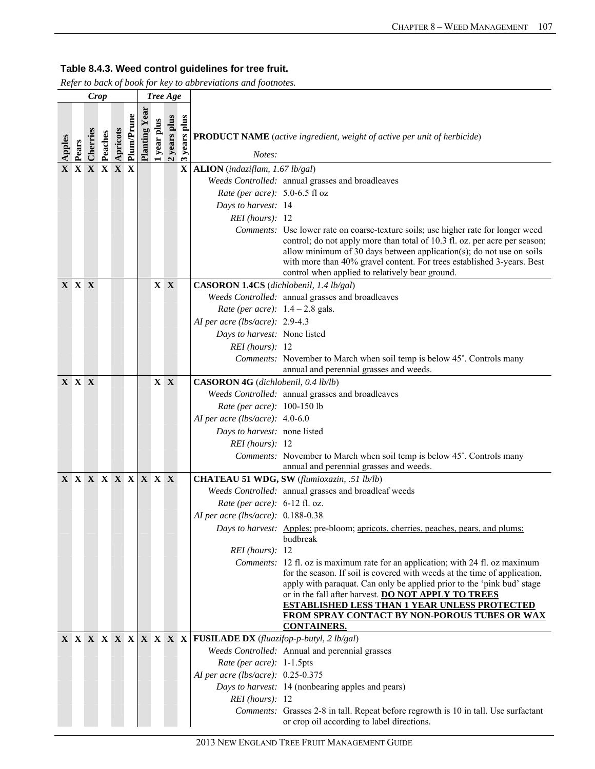**Table 8.4.3. Weed control guidelines for tree fruit.**

*Refer to back of book for key to abbreviations and footnotes.*

| Crop | | | | | | Tree Age | | | | |
|---|---|---|---|---|---|---|---|---|---|---|
| Apples | Pears | Cherries | Peaches | Apricots | Plum/Prune | Planting Year | 1 year plus | 2 years plus | 3 years plus | **PRODUCT NAME** (*active ingredient, weight of active per unit of herbicide*) *Notes:* |
| X | X | X | X | X | X | | | | X | **ALION** (*indaziflam, 1.67 lb/gal*)<br>*Weeds Controlled:* annual grasses and broadleaves<br>*Rate (per acre):* 5.0-6.5 fl oz<br>*Days to harvest:* 14<br>*REI (hours):* 12<br>*Comments:* Use lower rate on coarse-texture soils; use higher rate for longer weed control; do not apply more than total of 10.3 fl. oz. per acre per season; allow minimum of 30 days between application(s); do not use on soils with more than 40% gravel content. For trees established 3-years. Best control when applied to relatively bear ground. |
| X | X | X | | | | | X | X | | **CASORON 1.4CS** (*dichlobenil, 1.4 lb/gal*)<br>*Weeds Controlled:* annual grasses and broadleaves<br>*Rate (per acre):* 1.4 – 2.8 gals.<br>*AI per acre (lbs/acre):* 2.9-4.3<br>*Days to harvest:* None listed<br>*REI (hours):* 12<br>*Comments:* November to March when soil temp is below 45˚. Controls many annual and perennial grasses and weeds. |
| X | X | X | | | | | X | X | | **CASORON 4G** (*dichlobenil, 0.4 lb/lb*)<br>*Weeds Controlled:* annual grasses and broadleaves<br>*Rate (per acre):* 100-150 lb<br>*AI per acre (lbs/acre):* 4.0-6.0<br>*Days to harvest:* none listed<br>*REI (hours):* 12<br>*Comments:* November to March when soil temp is below 45˚. Controls many annual and perennial grasses and weeds. |
| X | X | X | X | X | X | X | X | X | | **CHATEAU 51 WDG, SW** (*flumioxazin, .51 lb/lb*)<br>*Weeds Controlled:* annual grasses and broadleaf weeds<br>*Rate (per acre):* 6-12 fl. oz.<br>*AI per acre (lbs/acre):* 0.188-0.38<br>*Days to harvest:* Apples: pre-bloom; apricots, cherries, peaches, pears, and plums: budbreak<br>*REI (hours):* 12<br>*Comments:* 12 fl. oz is maximum rate for an application; with 24 fl. oz maximum for the season. If soil is covered with weeds at the time of application, apply with paraquat. Can only be applied prior to the 'pink bud' stage or in the fall after harvest. **DO NOT APPLY TO TREES ESTABLISHED LESS THAN 1 YEAR UNLESS PROTECTED FROM SPRAY CONTACT BY NON-POROUS TUBES OR WAX CONTAINERS.** |
| X | X | X | X | X | X | X | X | X | X | **FUSILADE DX** (*fluazifop-p-butyl, 2 lb/gal*)<br>*Weeds Controlled:* Annual and perennial grasses<br>*Rate (per acre):* 1-1.5pts<br>*AI per acre (lbs/acre):* 0.25-0.375<br>*Days to harvest:* 14 (nonbearing apples and pears)<br>*REI (hours):* 12<br>*Comments:* Grasses 2-8 in tall. Repeat before regrowth is 10 in tall. Use surfactant or crop oil according to label directions. |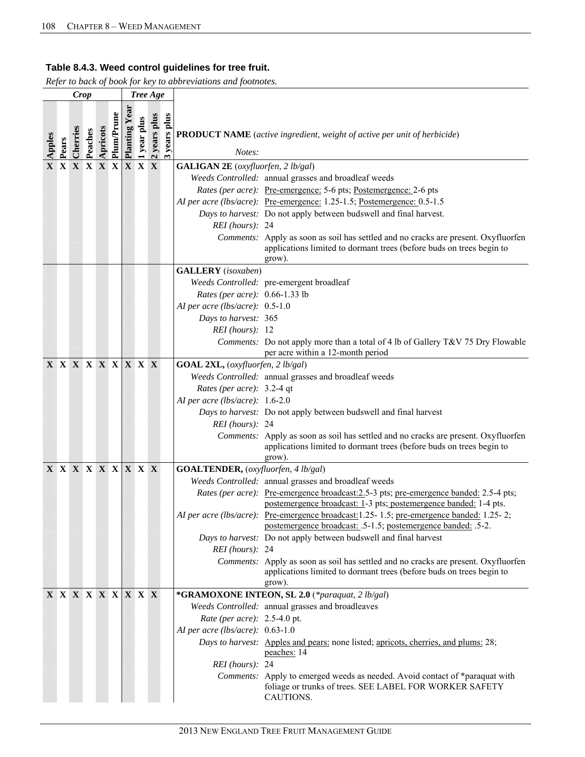**Table 8.4.3. Weed control guidelines for tree fruit.**

*Refer to back of book for key to abbreviations and footnotes.*

| Crop | | | | | | Tree Age | | | | |
|---|---|---|---|---|---|---|---|---|---|---|
| Apples | Pears | Cherries | Peaches | Apricots | Plum/Prune | Planting Year | 1 year plus | 2 years plus | 3 years plus | **PRODUCT NAME** (*active ingredient, weight of active per unit of herbicide*) *Notes:* |
| X | X | X | X | X | X | X | X | X | | **GALIGAN 2E** (*oxyfluorfen, 2 lb/gal*)<br>*Weeds Controlled:* annual grasses and broadleaf weeds<br>*Rates (per acre):* Pre-emergence: 5-6 pts; Postemergence: 2-6 pts<br>*AI per acre (lbs/acre):* Pre-emergence: 1.25-1.5; Postemergence: 0.5-1.5<br>*Days to harvest:* Do not apply between budswell and final harvest.<br>*REI (hours):* 24<br>*Comments:* Apply as soon as soil has settled and no cracks are present. Oxyfluorfen applications limited to dormant trees (before buds on trees begin to grow). |
| | | | | | | | | | | **GALLERY** (*isoxaben*)<br>*Weeds Controlled:* pre-emergent broadleaf<br>*Rates (per acre):* 0.66-1.33 lb<br>*AI per acre (lbs/acre):* 0.5-1.0<br>*Days to harvest:* 365<br>*REI (hours):* 12<br>*Comments:* Do not apply more than a total of 4 lb of Gallery T&V 75 Dry Flowable per acre within a 12-month period |
| X | X | X | X | X | X | X | X | X | | **GOAL 2XL,** (*oxyfluorfen, 2 lb/gal*)<br>*Weeds Controlled:* annual grasses and broadleaf weeds<br>*Rates (per acre):* 3.2-4 qt<br>*AI per acre (lbs/acre):* 1.6-2.0<br>*Days to harvest:* Do not apply between budswell and final harvest<br>*REI (hours):* 24<br>*Comments:* Apply as soon as soil has settled and no cracks are present. Oxyfluorfen applications limited to dormant trees (before buds on trees begin to grow). |
| X | X | X | X | X | X | X | X | X | | **GOALTENDER,** (*oxyfluorfen, 4 lb/gal*)<br>*Weeds Controlled:* annual grasses and broadleaf weeds<br>*Rates (per acre):* Pre-emergence broadcast:2.5-3 pts; pre-emergence banded: 2.5-4 pts; postemergence broadcast: 1-3 pts; postemergence banded: 1-4 pts.<br>*AI per acre (lbs/acre):* Pre-emergence broadcast:1.25- 1.5; pre-emergence banded: 1.25- 2; postemergence broadcast: .5-1.5; postemergence banded: .5-2.<br>*Days to harvest:* Do not apply between budswell and final harvest<br>*REI (hours):* 24<br>*Comments:* Apply as soon as soil has settled and no cracks are present. Oxyfluorfen applications limited to dormant trees (before buds on trees begin to grow). |
| X | X | X | X | X | X | X | X | X | | **\*GRAMOXONE INTEON, SL 2.0** (*\*paraquat, 2 lb/gal*)<br>*Weeds Controlled:* annual grasses and broadleaves<br>*Rate (per acre):* 2.5-4.0 pt.<br>*AI per acre (lbs/acre):* 0.63-1.0<br>*Days to harvest:* Apples and pears: none listed; apricots, cherries, and plums: 28; peaches: 14<br>*REI (hours):* 24<br>*Comments:* Apply to emerged weeds as needed. Avoid contact of \*paraquat with foliage or trunks of trees. SEE LABEL FOR WORKER SAFETY CAUTIONS. |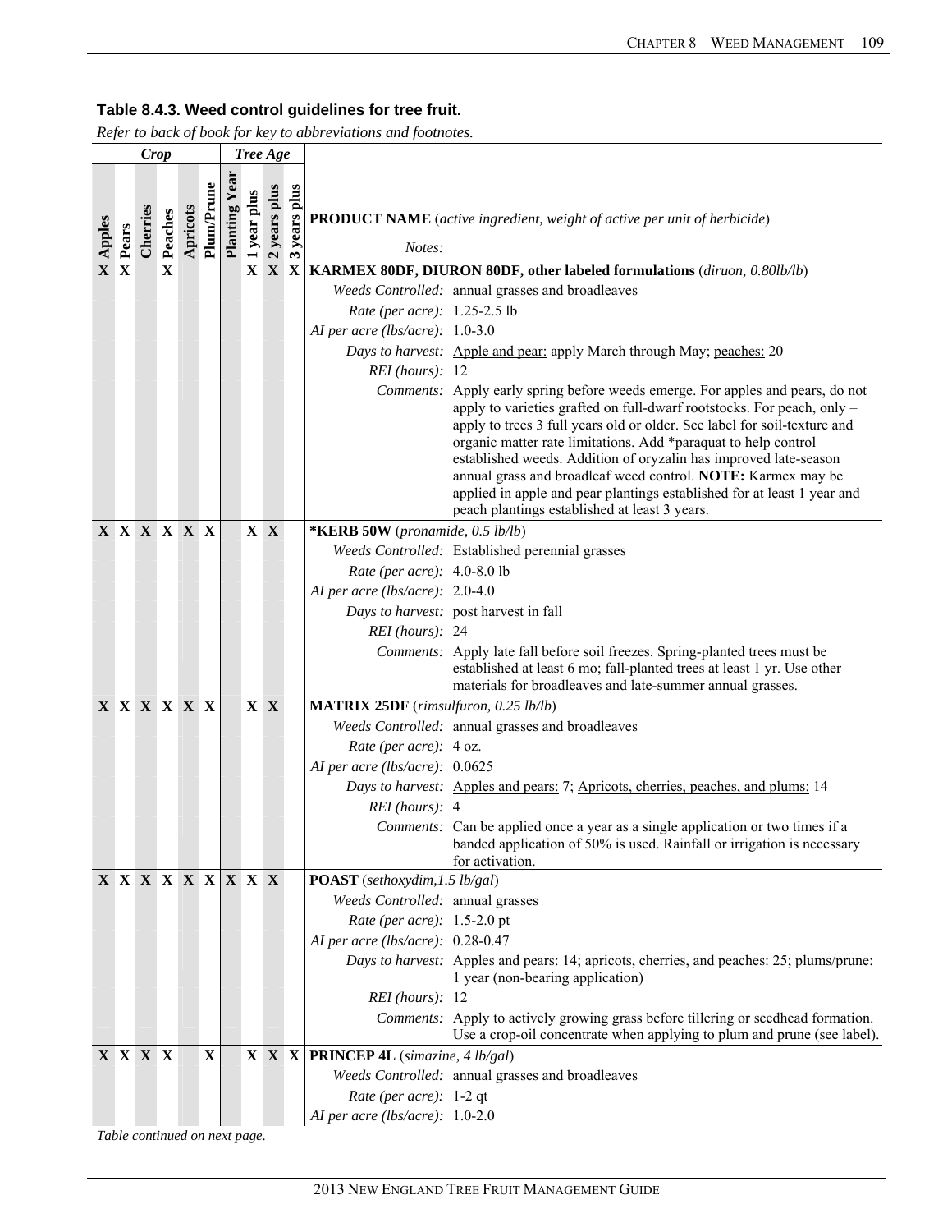**Table 8.4.3. Weed control guidelines for tree fruit.**

*Refer to back of book for key to abbreviations and footnotes.*

| Crop | | | | | | Tree Age | | | | |
|---|---|---|---|---|---|---|---|---|---|---|
| Apples | Pears | Cherries | Peaches | Apricots | Plum/Prune | Planting Year | 1 year plus | 2 years plus | 3 years plus | **PRODUCT NAME** (*active ingredient, weight of active per unit of herbicide*) |
| X | X | | X | | | | X | X | X | **KARMEX 80DF, DIURON 80DF, other labeled formulations** (*diuron, 0.80lb/lb*)<br>*Weeds Controlled:* annual grasses and broadleaves<br>*Rate (per acre):* 1.25-2.5 lb<br>*AI per acre (lbs/acre):* 1.0-3.0<br>*Days to harvest:* Apple and pear: apply March through May; peaches: 20<br>*REI (hours):* 12<br>*Comments:* Apply early spring before weeds emerge. For apples and pears, do not apply to varieties grafted on full-dwarf rootstocks. For peach, only – apply to trees 3 full years old or older. See label for soil-texture and organic matter rate limitations. Add *paraquat to help control established weeds. Addition of oryzalin has improved late-season annual grass and broadleaf weed control. **NOTE:** Karmex may be applied in apple and pear plantings established for at least 1 year and peach plantings established at least 3 years. |
| X | X | X | X | X | X | | X | X | | ***KERB 50W** (*pronamide, 0.5 lb/lb*)<br>*Weeds Controlled:* Established perennial grasses<br>*Rate (per acre):* 4.0-8.0 lb<br>*AI per acre (lbs/acre):* 2.0-4.0<br>*Days to harvest:* post harvest in fall<br>*REI (hours):* 24<br>*Comments:* Apply late fall before soil freezes. Spring-planted trees must be established at least 6 mo; fall-planted trees at least 1 yr. Use other materials for broadleaves and late-summer annual grasses. |
| X | X | X | X | X | X | | X | X | | **MATRIX 25DF** (*rimsulfuron, 0.25 lb/lb*)<br>*Weeds Controlled:* annual grasses and broadleaves<br>*Rate (per acre):* 4 oz.<br>*AI per acre (lbs/acre):* 0.0625<br>*Days to harvest:* Apples and pears: 7; Apricots, cherries, peaches, and plums: 14<br>*REI (hours):* 4<br>*Comments:* Can be applied once a year as a single application or two times if a banded application of 50% is used. Rainfall or irrigation is necessary for activation. |
| X | X | X | X | X | X | X | X | X | | **POAST** (*sethoxydim,1.5 lb/gal*)<br>*Weeds Controlled:* annual grasses<br>*Rate (per acre):* 1.5-2.0 pt<br>*AI per acre (lbs/acre):* 0.28-0.47<br>*Days to harvest:* Apples and pears: 14; apricots, cherries, and peaches: 25; plums/prune: 1 year (non-bearing application)<br>*REI (hours):* 12<br>*Comments:* Apply to actively growing grass before tillering or seedhead formation. Use a crop-oil concentrate when applying to plum and prune (see label). |
| X | X | X | X | | X | | X | X | X | **PRINCEP 4L** (*simazine, 4 lb/gal*)<br>*Weeds Controlled:* annual grasses and broadleaves<br>*Rate (per acre):* 1-2 qt<br>*AI per acre (lbs/acre):* 1.0-2.0 |

*Table continued on next page.*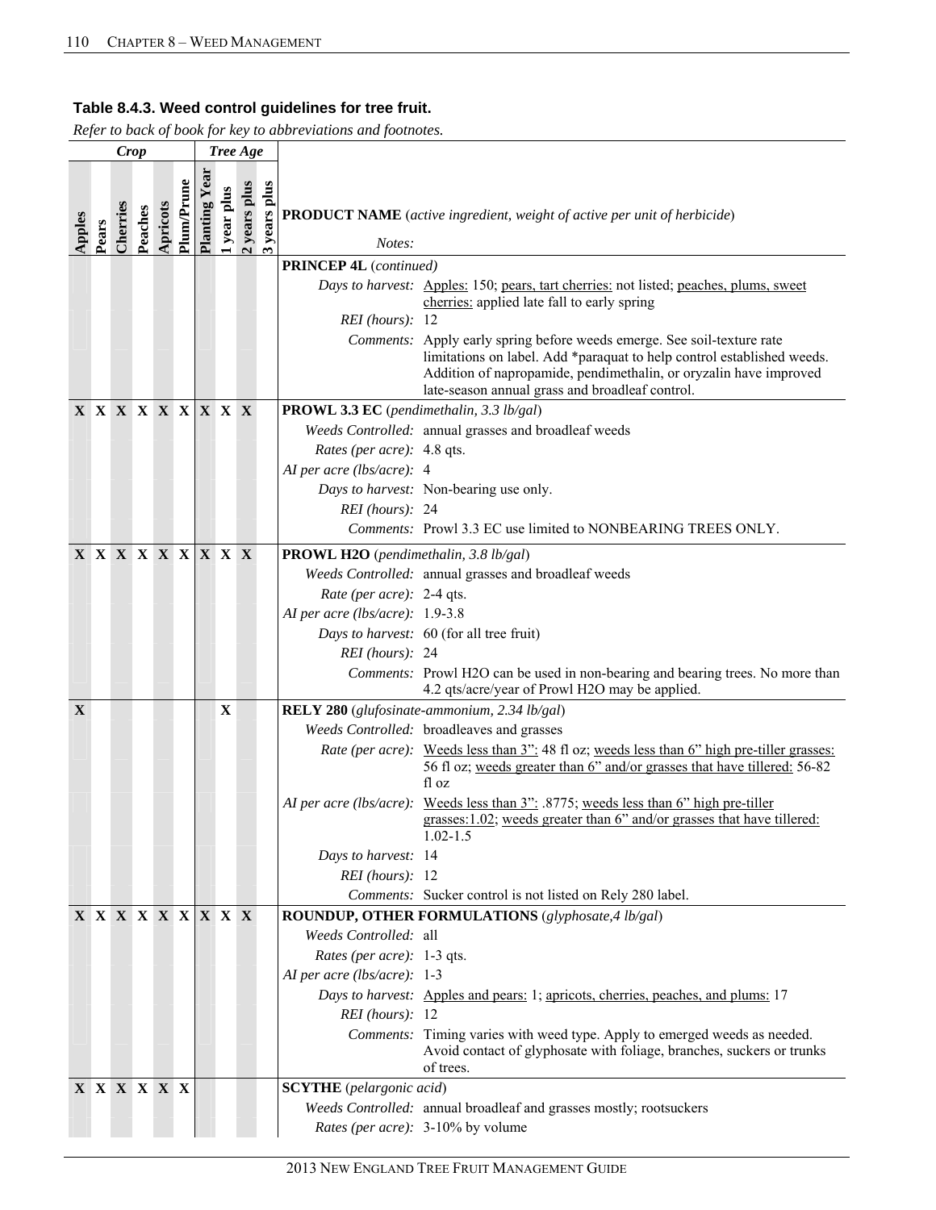**Table 8.4.3. Weed control guidelines for tree fruit.**

*Refer to back of book for key to abbreviations and footnotes.*

| Apples | Pears | Cherries | Peaches | Apricots | Plum/Prune | Planting Year | 1 year plus | 2 years plus | 3 years plus | PRODUCT NAME (*active ingredient, weight of active per unit of herbicide*) / *Notes:* |
|---|---|---|---|---|---|---|---|---|---|---|
| | | | | | | | | | | **PRINCEP 4L** (*continued*)<br>*Days to harvest:* Apples: 150; pears, tart cherries: not listed; peaches, plums, sweet cherries: applied late fall to early spring<br>*REI (hours):* 12<br>*Comments:* Apply early spring before weeds emerge. See soil-texture rate limitations on label. Add *paraquat to help control established weeds. Addition of napropamide, pendimethalin, or oryzalin have improved late-season annual grass and broadleaf control. |
| X | X | X | X | X | X | X | X | X | | **PROWL 3.3 EC** (*pendimethalin, 3.3 lb/gal*)<br>*Weeds Controlled:* annual grasses and broadleaf weeds<br>*Rates (per acre):* 4.8 qts.<br>*AI per acre (lbs/acre):* 4<br>*Days to harvest:* Non-bearing use only.<br>*REI (hours):* 24<br>*Comments:* Prowl 3.3 EC use limited to NONBEARING TREES ONLY. |
| X | X | X | X | X | X | X | X | X | | **PROWL H2O** (*pendimethalin, 3.8 lb/gal*)<br>*Weeds Controlled:* annual grasses and broadleaf weeds<br>*Rate (per acre):* 2-4 qts.<br>*AI per acre (lbs/acre):* 1.9-3.8<br>*Days to harvest:* 60 (for all tree fruit)<br>*REI (hours):* 24<br>*Comments:* Prowl H2O can be used in non-bearing and bearing trees. No more than 4.2 qts/acre/year of Prowl H2O may be applied. |
| X | | | | | | | X | | | **RELY 280** (*glufosinate-ammonium, 2.34 lb/gal*)<br>*Weeds Controlled:* broadleaves and grasses<br>*Rate (per acre):* Weeds less than 3”: 48 fl oz; weeds less than 6” high pre-tiller grasses: 56 fl oz; weeds greater than 6” and/or grasses that have tillered: 56-82 fl oz<br>*AI per acre (lbs/acre):* Weeds less than 3”: .8775; weeds less than 6” high pre-tiller grasses:1.02; weeds greater than 6” and/or grasses that have tillered: 1.02-1.5<br>*Days to harvest:* 14<br>*REI (hours):* 12<br>*Comments:* Sucker control is not listed on Rely 280 label. |
| X | X | X | X | X | X | X | X | X | | **ROUNDUP, OTHER FORMULATIONS** (*glyphosate,4 lb/gal*)<br>*Weeds Controlled:* all<br>*Rates (per acre):* 1-3 qts.<br>*AI per acre (lbs/acre):* 1-3<br>*Days to harvest:* Apples and pears: 1; apricots, cherries, peaches, and plums: 17<br>*REI (hours):* 12<br>*Comments:* Timing varies with weed type. Apply to emerged weeds as needed. Avoid contact of glyphosate with foliage, branches, suckers or trunks of trees. |
| X | X | X | X | X | X | | | | | **SCYTHE** (*pelargonic acid*)<br>*Weeds Controlled:* annual broadleaf and grasses mostly; rootsuckers<br>*Rates (per acre):* 3-10% by volume |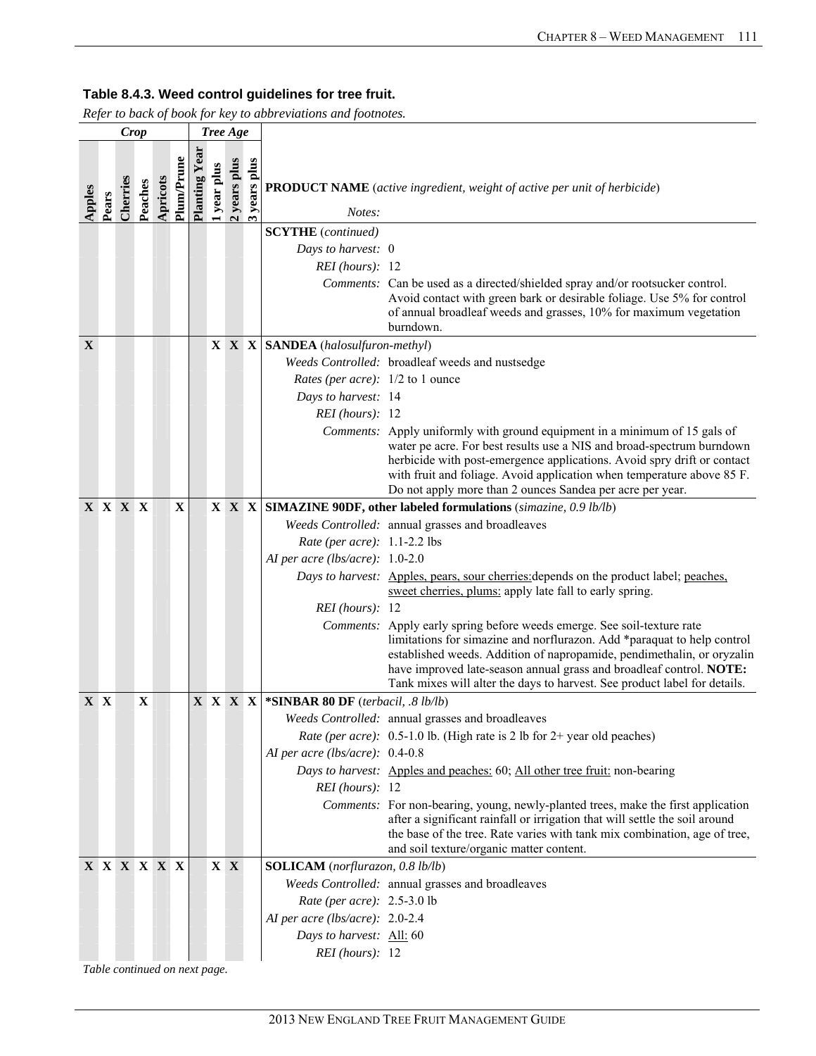**Table 8.4.3. Weed control guidelines for tree fruit.**

*Refer to back of book for key to abbreviations and footnotes.*

| Crop | | | | | | Tree Age | | | | |
|---|---|---|---|---|---|---|---|---|---|---|
| Apples | Pears | Cherries | Peaches | Apricots | Plum/Prune | Planting Year | 1 year plus | 2 years plus | 3 years plus | **PRODUCT NAME** (*active ingredient, weight of active per unit of herbicide*) *Notes:* |
| | | | | | | | | | | **SCYTHE** (*continued*) *Days to harvest:* 0 *REI (hours):* 12 *Comments:* Can be used as a directed/shielded spray and/or rootsucker control. Avoid contact with green bark or desirable foliage. Use 5% for control of annual broadleaf weeds and grasses, 10% for maximum vegetation burndown. |
| X | | | | | | | X | X | X | **SANDEA** (*halosulfuron-methyl*) *Weeds Controlled:* broadleaf weeds and nustsedge *Rates (per acre):* 1/2 to 1 ounce *Days to harvest:* 14 *REI (hours):* 12 *Comments:* Apply uniformly with ground equipment in a minimum of 15 gals of water pe acre. For best results use a NIS and broad-spectrum burndown herbicide with post-emergence applications. Avoid spry drift or contact with fruit and foliage. Avoid application when temperature above 85 F. Do not apply more than 2 ounces Sandea per acre per year. |
| X | X | X | X | | X | | X | X | X | **SIMAZINE 90DF, other labeled formulations** (*simazine, 0.9 lb/lb*) *Weeds Controlled:* annual grasses and broadleaves *Rate (per acre):* 1.1-2.2 lbs *AI per acre (lbs/acre):* 1.0-2.0 *Days to harvest:* Apples, pears, sour cherries:depends on the product label; peaches, sweet cherries, plums: apply late fall to early spring. *REI (hours):* 12 *Comments:* Apply early spring before weeds emerge. See soil-texture rate limitations for simazine and norflurazon. Add *paraquat to help control established weeds. Addition of napropamide, pendimethalin, or oryzalin have improved late-season annual grass and broadleaf control. **NOTE:** Tank mixes will alter the days to harvest. See product label for details. |
| X | X | | X | | | X | X | X | X | ***SINBAR 80 DF** (*terbacil, .8 lb/lb*) *Weeds Controlled:* annual grasses and broadleaves *Rate (per acre):* 0.5-1.0 lb. (High rate is 2 lb for 2+ year old peaches) *AI per acre (lbs/acre):* 0.4-0.8 *Days to harvest:* Apples and peaches: 60; All other tree fruit: non-bearing *REI (hours):* 12 *Comments:* For non-bearing, young, newly-planted trees, make the first application after a significant rainfall or irrigation that will settle the soil around the base of the tree. Rate varies with tank mix combination, age of tree, and soil texture/organic matter content. |
| X | X | X | X | X | X | | X | X | | **SOLICAM** (*norflurazon, 0.8 lb/lb*) *Weeds Controlled:* annual grasses and broadleaves *Rate (per acre):* 2.5-3.0 lb *AI per acre (lbs/acre):* 2.0-2.4 *Days to harvest:* All: 60 *REI (hours):* 12 |

*Table continued on next page.*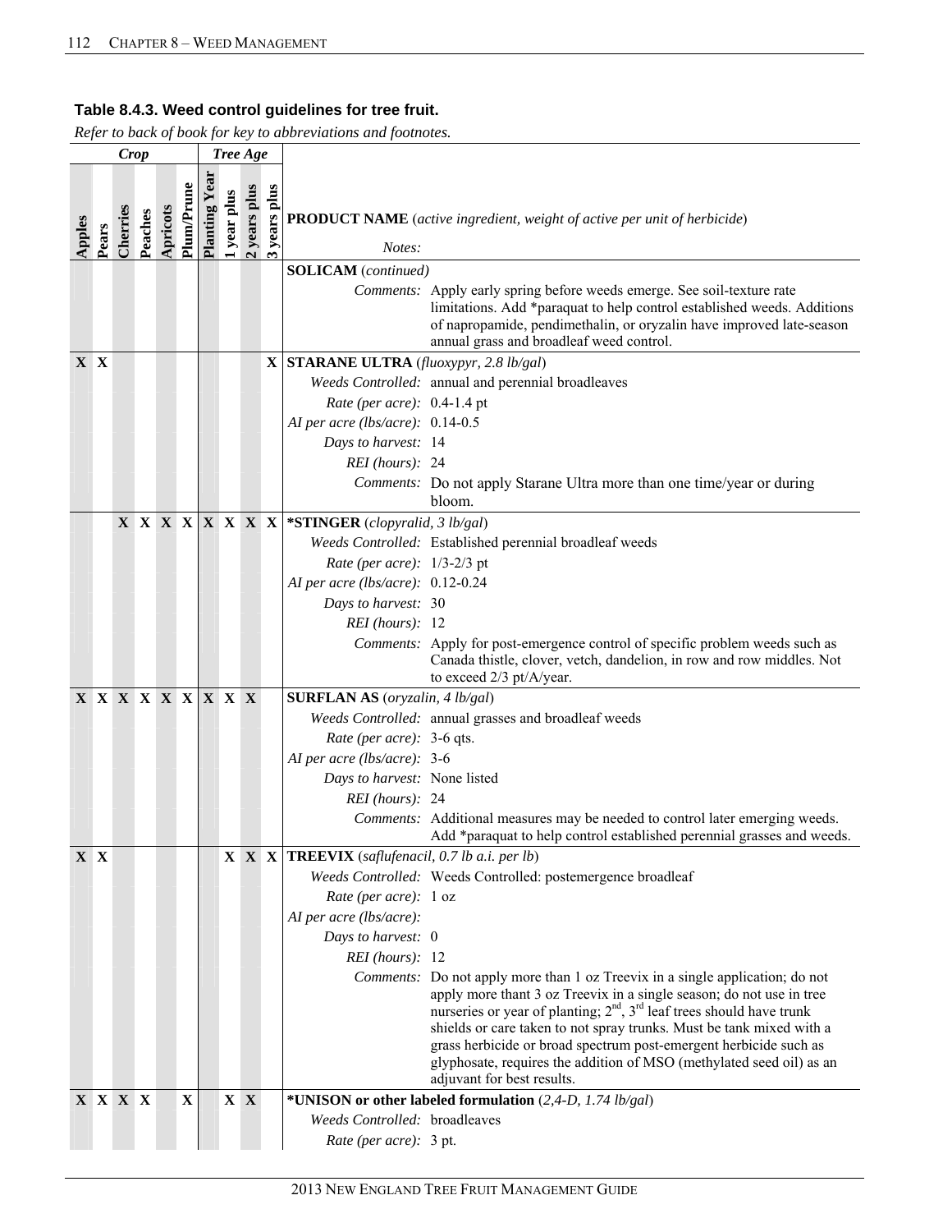## Table 8.4.3. Weed control guidelines for tree fruit.

*Refer to back of book for key to abbreviations and footnotes.*

| Crop | | | | | | Tree Age | | | | |
|---|---|---|---|---|---|---|---|---|---|---|
| Apples | Pears | Cherries | Peaches | Apricots | Plum/Prune | Planting Year | 1 year plus | 2 years plus | 3 years plus | **PRODUCT NAME** (*active ingredient, weight of active per unit of herbicide*) *Notes:* |
| | | | | | | | | | | **SOLICAM** (*continued*) *Comments:* Apply early spring before weeds emerge. See soil-texture rate limitations. Add *paraquat to help control established weeds. Additions of napropamide, pendimethalin, or oryzalin have improved late-season annual grass and broadleaf weed control. |
| X | X | | | | | | | | X | **STARANE ULTRA** (*fluoxypyr, 2.8 lb/gal*) *Weeds Controlled:* annual and perennial broadleaves; *Rate (per acre):* 0.4-1.4 pt; *AI per acre (lbs/acre):* 0.14-0.5; *Days to harvest:* 14; *REI (hours):* 24; *Comments:* Do not apply Starane Ultra more than one time/year or during bloom. |
| | | X | X | X | X | X | X | X | X | ***STINGER** (*clopyralid, 3 lb/gal*) *Weeds Controlled:* Established perennial broadleaf weeds; *Rate (per acre):* 1/3-2/3 pt; *AI per acre (lbs/acre):* 0.12-0.24; *Days to harvest:* 30; *REI (hours):* 12; *Comments:* Apply for post-emergence control of specific problem weeds such as Canada thistle, clover, vetch, dandelion, in row and row middles. Not to exceed 2/3 pt/A/year. |
| X | X | X | X | X | X | X | X | X | | **SURFLAN AS** (*oryzalin, 4 lb/gal*) *Weeds Controlled:* annual grasses and broadleaf weeds; *Rate (per acre):* 3-6 qts.; *AI per acre (lbs/acre):* 3-6; *Days to harvest:* None listed; *REI (hours):* 24; *Comments:* Additional measures may be needed to control later emerging weeds. Add *paraquat to help control established perennial grasses and weeds. |
| X | X | | | | | | X | X | X | **TREEVIX** (*saflufenacil, 0.7 lb a.i. per lb*) *Weeds Controlled:* Weeds Controlled: postemergence broadleaf; *Rate (per acre):* 1 oz; *AI per acre (lbs/acre):*; *Days to harvest:* 0; *REI (hours):* 12; *Comments:* Do not apply more than 1 oz Treevix in a single application; do not apply more thant 3 oz Treevix in a single season; do not use in tree nurseries or year of planting; 2nd, 3rd leaf trees should have trunk shields or care taken to not spray trunks. Must be tank mixed with a grass herbicide or broad spectrum post-emergent herbicide such as glyphosate, requires the addition of MSO (methylated seed oil) as an adjuvant for best results. |
| X | X | X | X | | X | | X | X | | ***UNISON or other labeled formulation** (*2,4-D, 1.74 lb/gal*) *Weeds Controlled:* broadleaves; *Rate (per acre):* 3 pt. |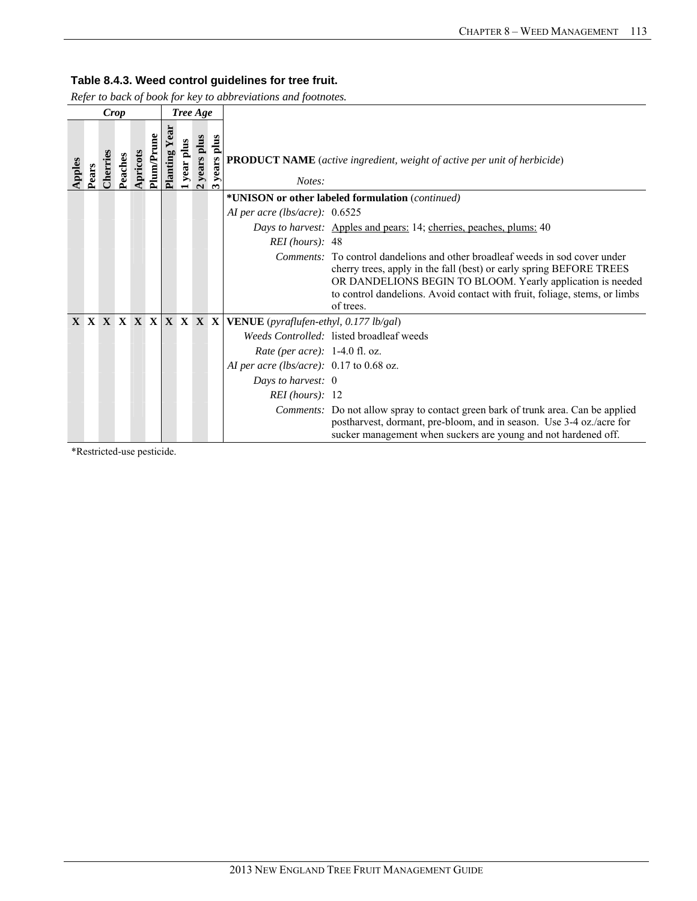**Table 8.4.3. Weed control guidelines for tree fruit.**

*Refer to back of book for key to abbreviations and footnotes.*

| Crop | | | | | | Tree Age | | | | |
|---|---|---|---|---|---|---|---|---|---|---|
| Apples | Pears | Cherries | Peaches | Apricots | Plum/Prune | Planting Year | 1 year plus | 2 years plus | 3 years plus | **PRODUCT NAME** (*active ingredient, weight of active per unit of herbicide*) / *Notes:* |
| | | | | | | | | | | **\*UNISON or other labeled formulation** (*continued*)<br>*AI per acre (lbs/acre):* 0.6525<br>*Days to harvest:* Apples and pears: 14; cherries, peaches, plums: 40<br>*REI (hours):* 48<br>*Comments:* To control dandelions and other broadleaf weeds in sod cover under cherry trees, apply in the fall (best) or early spring BEFORE TREES OR DANDELIONS BEGIN TO BLOOM. Yearly application is needed to control dandelions. Avoid contact with fruit, foliage, stems, or limbs of trees. |
| X | X | X | X | X | X | X | X | X | X | **VENUE** (*pyraflufen-ethyl, 0.177 lb/gal*)<br>*Weeds Controlled:* listed broadleaf weeds<br>*Rate (per acre):* 1-4.0 fl. oz.<br>*AI per acre (lbs/acre):* 0.17 to 0.68 oz.<br>*Days to harvest:* 0<br>*REI (hours):* 12<br>*Comments:* Do not allow spray to contact green bark of trunk area. Can be applied postharvest, dormant, pre-bloom, and in season. Use 3-4 oz./acre for sucker management when suckers are young and not hardened off. |

*Restricted-use pesticide.